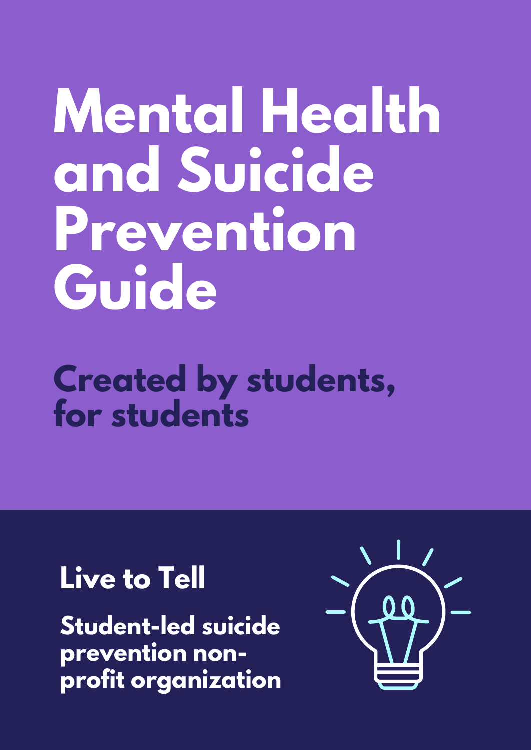# Mental Health and Suicide Prevention Guide

## Created by students, for students

**Live to Tell**

**Student-led suicide prevention non-profit organization**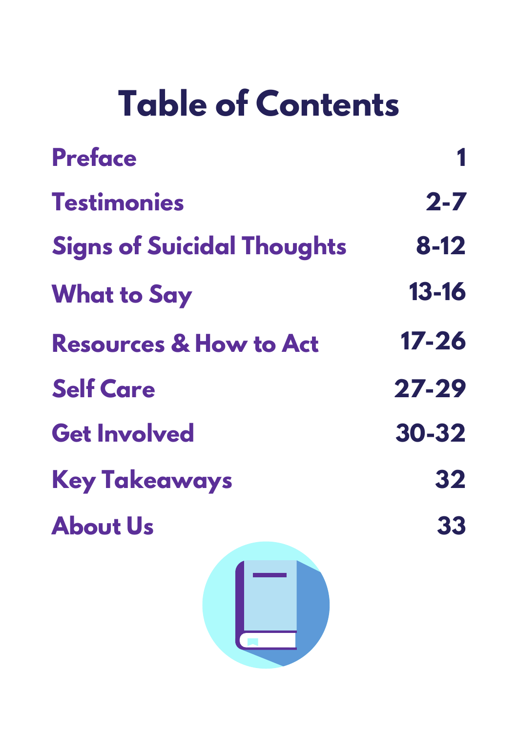# Table of Contents

| Section | Pages |
| --- | --- |
| Preface | 1 |
| Testimonies | 2-7 |
| Signs of Suicidal Thoughts | 8-12 |
| What to Say | 13-16 |
| Resources & How to Act | 17-26 |
| Self Care | 27-29 |
| Get Involved | 30-32 |
| Key Takeaways | 32 |
| About Us | 33 |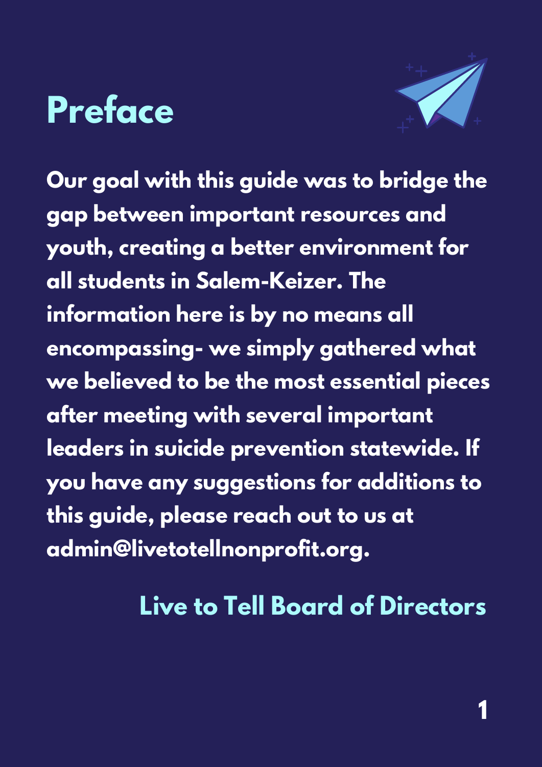# Preface

**Our goal with this guide was to bridge the gap between important resources and youth, creating a better environment for all students in Salem-Keizer. The information here is by no means all encompassing- we simply gathered what we believed to be the most essential pieces after meeting with several important leaders in suicide prevention statewide. If you have any suggestions for additions to this guide, please reach out to us at admin@livetotellnonprofit.org.**

**Live to Tell Board of Directors**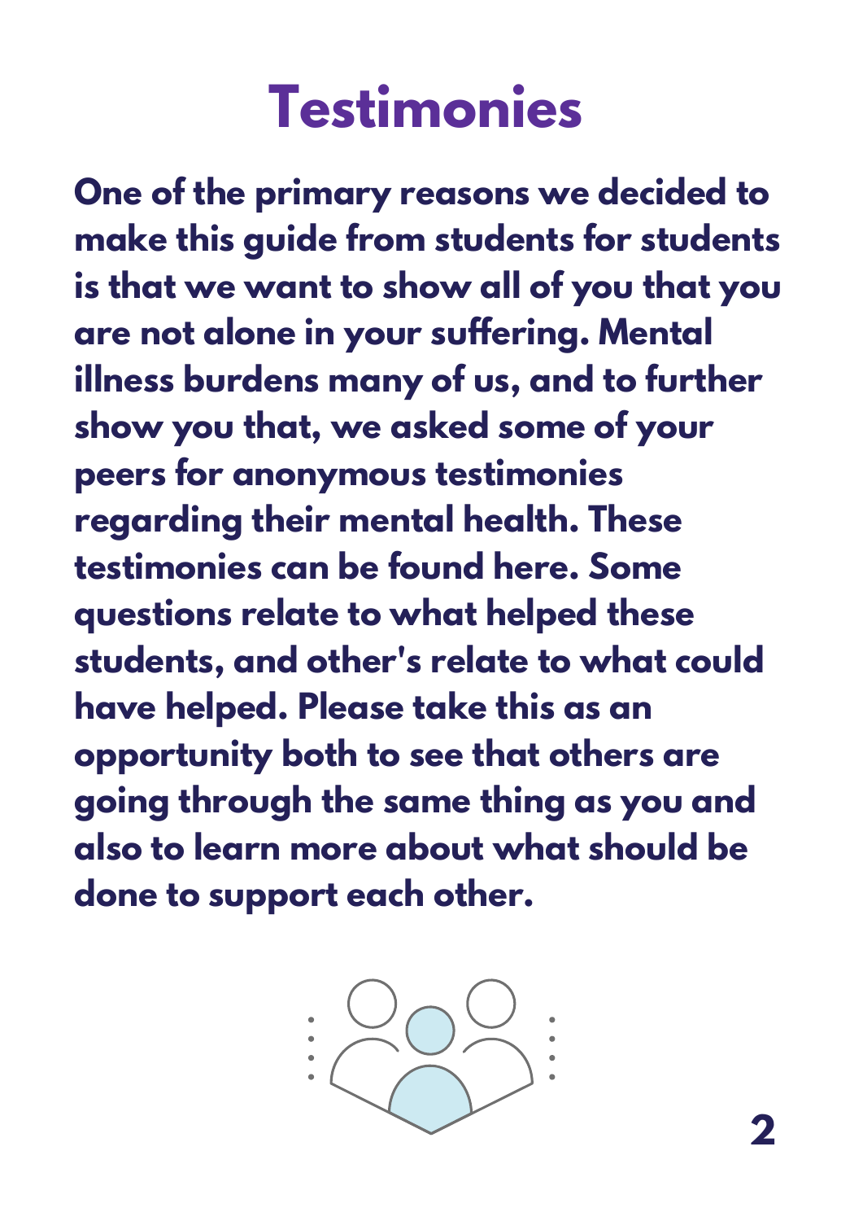# Testimonies

**One of the primary reasons we decided to make this guide from students for students is that we want to show all of you that you are not alone in your suffering. Mental illness burdens many of us, and to further show you that, we asked some of your peers for anonymous testimonies regarding their mental health. These testimonies can be found here. Some questions relate to what helped these students, and other's relate to what could have helped. Please take this as an opportunity both to see that others are going through the same thing as you and also to learn more about what should be done to support each other.**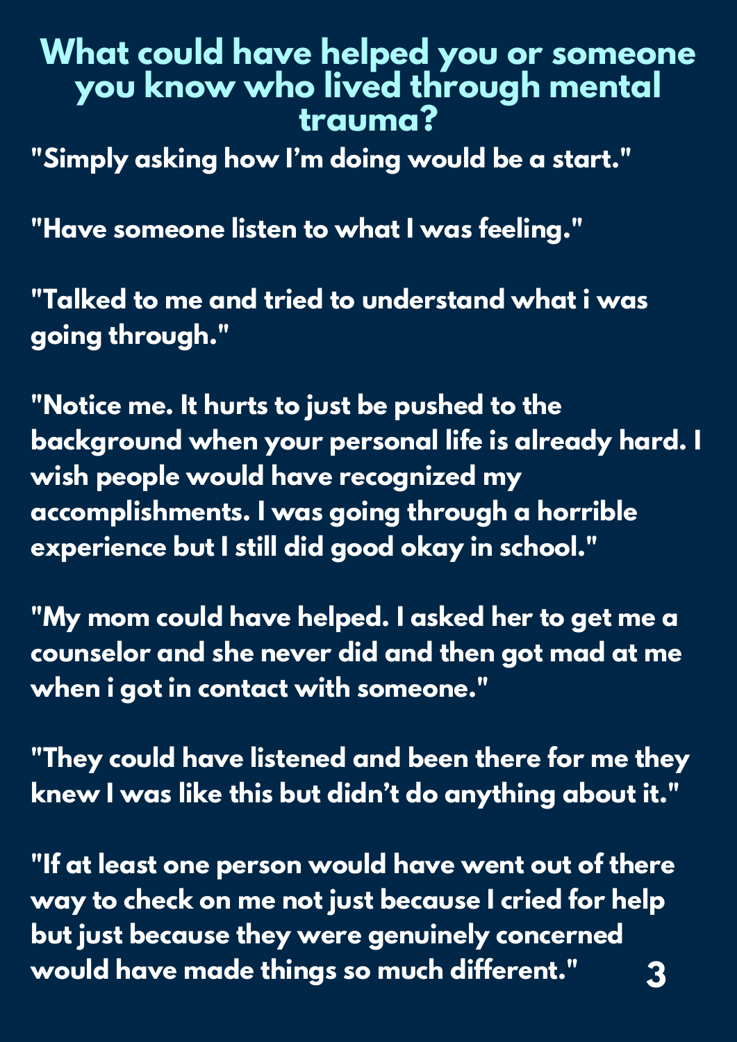# What could have helped you or someone you know who lived through mental trauma?

**"Simply asking how I'm doing would be a start."**

**"Have someone listen to what I was feeling."**

**"Talked to me and tried to understand what i was going through."**

**"Notice me. It hurts to just be pushed to the background when your personal life is already hard. I wish people would have recognized my accomplishments. I was going through a horrible experience but I still did good okay in school."**

**"My mom could have helped. I asked her to get me a counselor and she never did and then got mad at me when i got in contact with someone."**

**"They could have listened and been there for me they knew I was like this but didn't do anything about it."**

**"If at least one person would have went out of there way to check on me not just because I cried for help but just because they were genuinely concerned would have made things so much different."**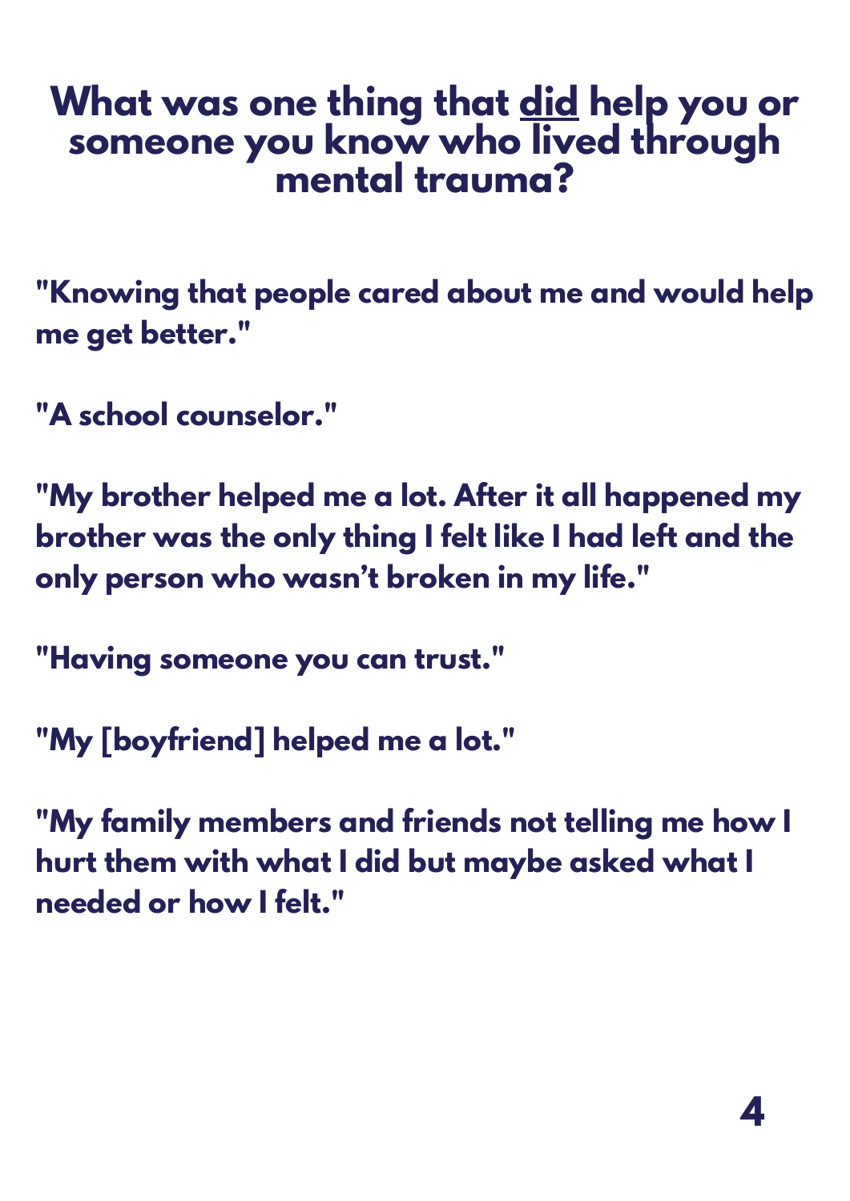# What was one thing that <u>did</u> help you or someone you know who lived through mental trauma?

**"Knowing that people cared about me and would help me get better."**

**"A school counselor."**

**"My brother helped me a lot. After it all happened my brother was the only thing I felt like I had left and the only person who wasn't broken in my life."**

**"Having someone you can trust."**

**"My [boyfriend] helped me a lot."**

**"My family members and friends not telling me how I hurt them with what I did but maybe asked what I needed or how I felt."**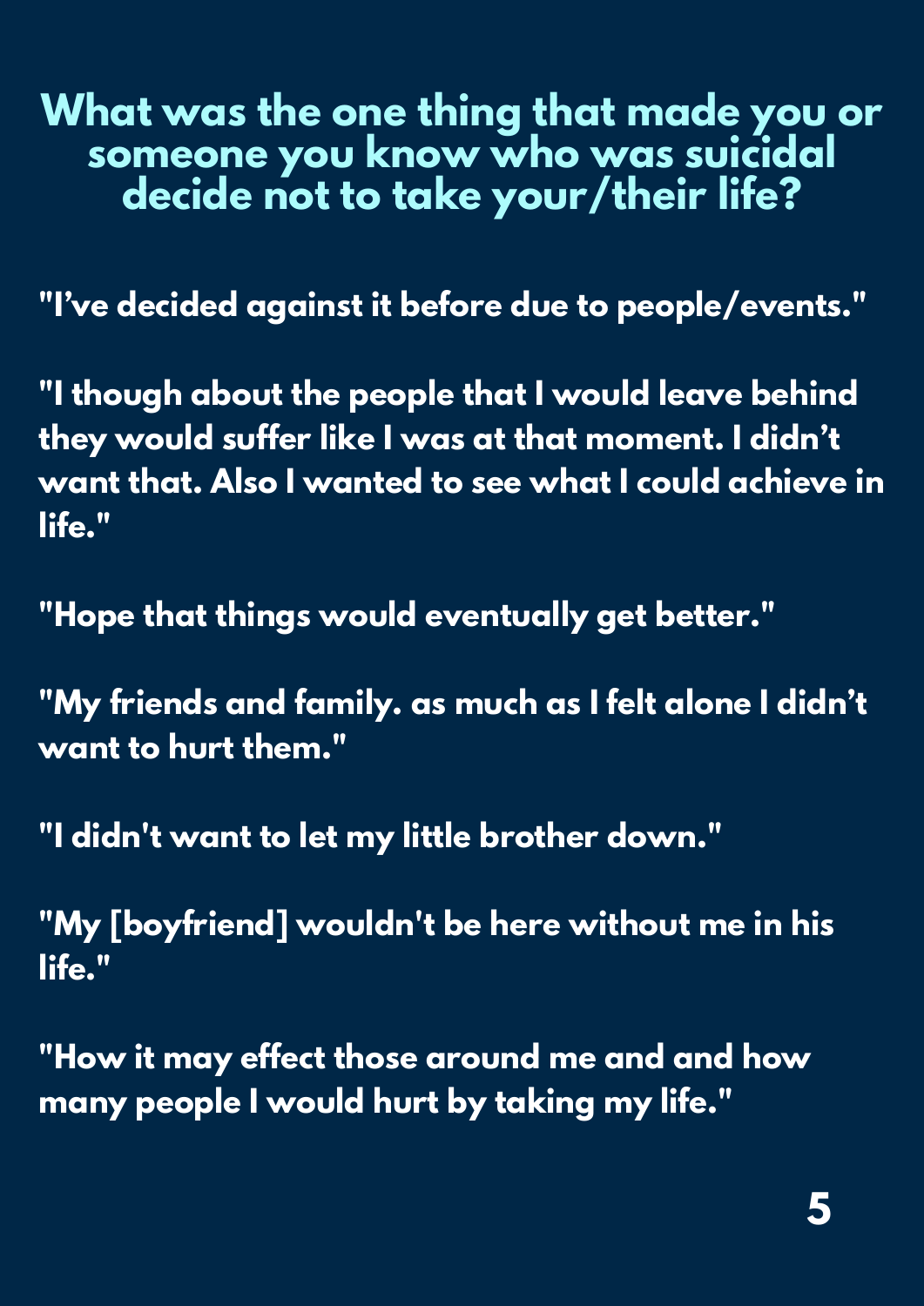# What was the one thing that made you or someone you know who was suicidal decide not to take your/their life?

**"I've decided against it before due to people/events."**

**"I though about the people that I would leave behind they would suffer like I was at that moment. I didn't want that. Also I wanted to see what I could achieve in life."**

**"Hope that things would eventually get better."**

**"My friends and family. as much as I felt alone I didn't want to hurt them."**

**"I didn't want to let my little brother down."**

**"My [boyfriend] wouldn't be here without me in his life."**

**"How it may effect those around me and and how many people I would hurt by taking my life."**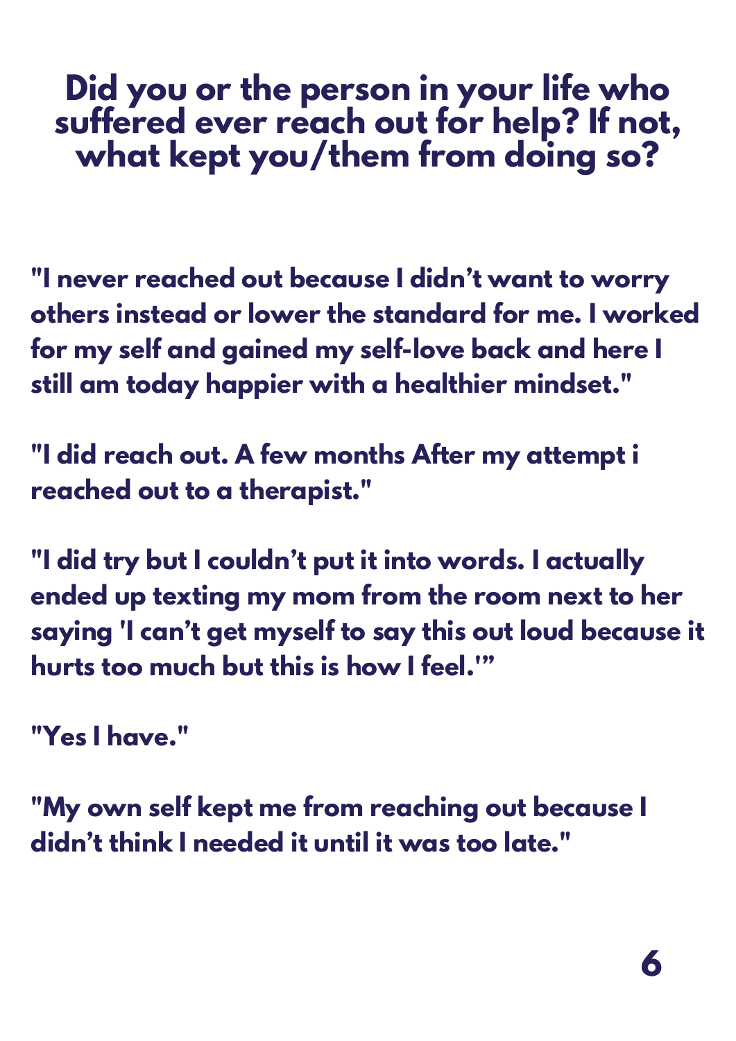# Did you or the person in your life who suffered ever reach out for help? If not, what kept you/them from doing so?

**"I never reached out because I didn't want to worry others instead or lower the standard for me. I worked for my self and gained my self-love back and here I still am today happier with a healthier mindset."**

**"I did reach out. A few months After my attempt i reached out to a therapist."**

**"I did try but I couldn't put it into words. I actually ended up texting my mom from the room next to her saying 'I can't get myself to say this out loud because it hurts too much but this is how I feel.'"**

**"Yes I have."**

**"My own self kept me from reaching out because I didn't think I needed it until it was too late."**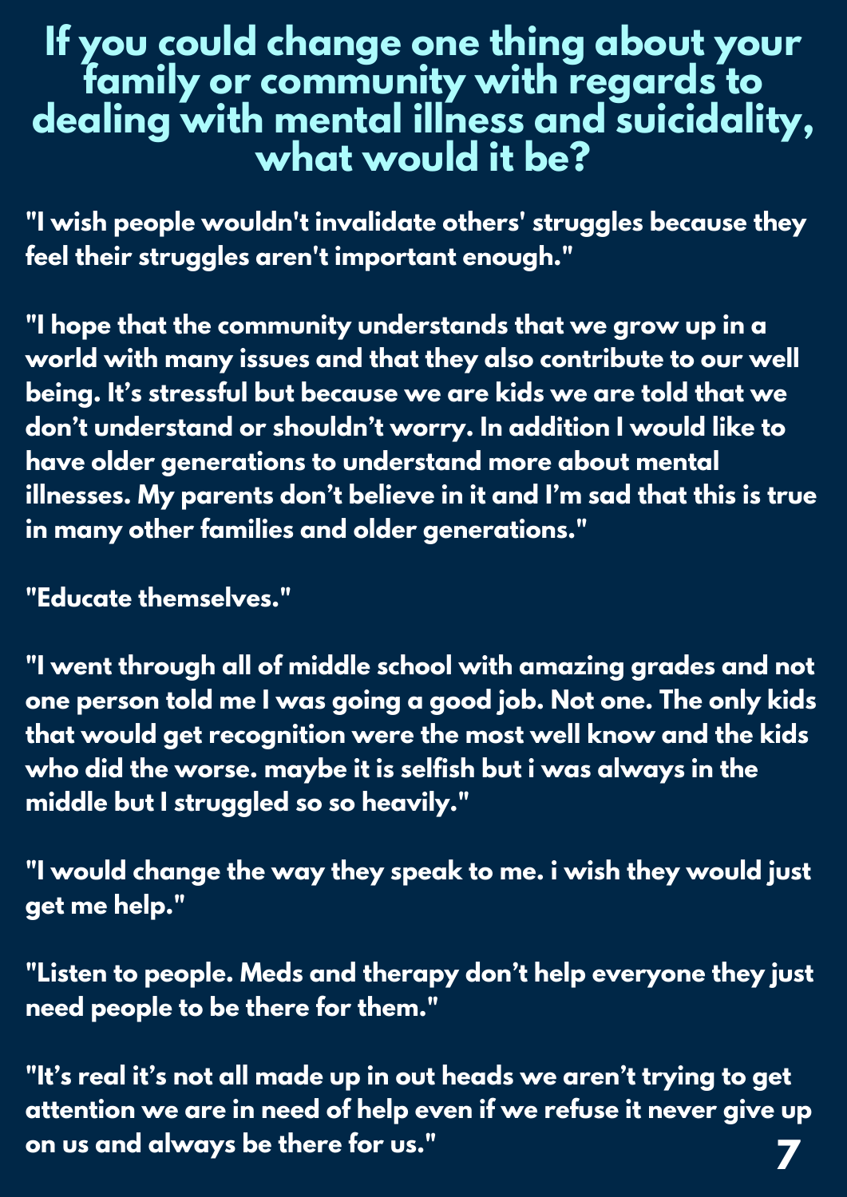# If you could change one thing about your family or community with regards to dealing with mental illness and suicidality, what would it be?

**"I wish people wouldn't invalidate others' struggles because they feel their struggles aren't important enough."**

**"I hope that the community understands that we grow up in a world with many issues and that they also contribute to our well being. It's stressful but because we are kids we are told that we don't understand or shouldn't worry. In addition I would like to have older generations to understand more about mental illnesses. My parents don't believe in it and I'm sad that this is true in many other families and older generations."**

**"Educate themselves."**

**"I went through all of middle school with amazing grades and not one person told me I was going a good job. Not one. The only kids that would get recognition were the most well know and the kids who did the worse. maybe it is selfish but i was always in the middle but I struggled so so heavily."**

**"I would change the way they speak to me. i wish they would just get me help."**

**"Listen to people. Meds and therapy don't help everyone they just need people to be there for them."**

**"It's real it's not all made up in out heads we aren't trying to get attention we are in need of help even if we refuse it never give up on us and always be there for us."**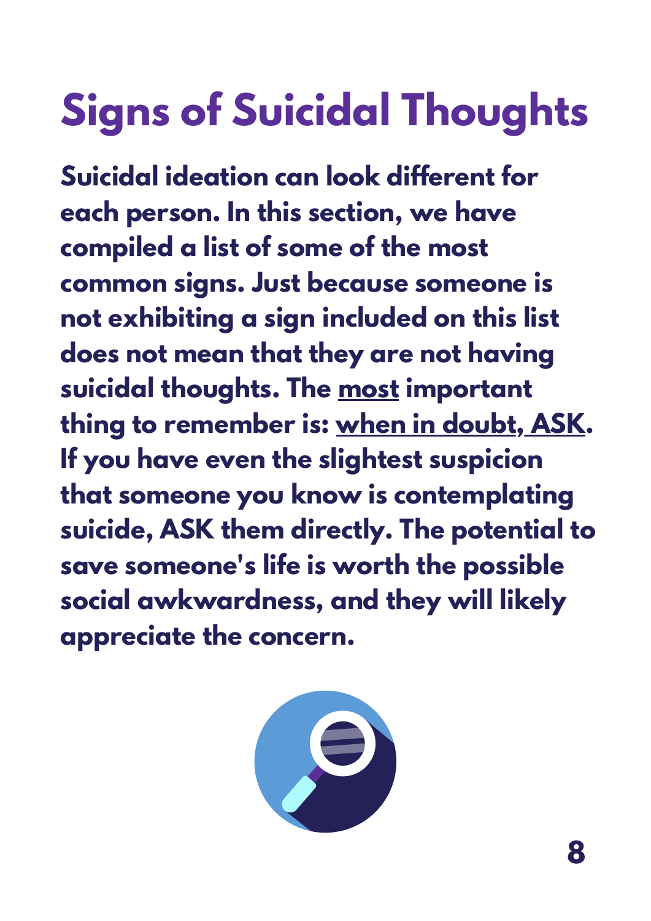# Signs of Suicidal Thoughts

**Suicidal ideation can look different for each person. In this section, we have compiled a list of some of the most common signs. Just because someone is not exhibiting a sign included on this list does not mean that they are not having suicidal thoughts. The <u>most</u> important thing to remember is: <u>when in doubt, ASK</u>. If you have even the slightest suspicion that someone you know is contemplating suicide, ASK them directly. The potential to save someone's life is worth the possible social awkwardness, and they will likely appreciate the concern.**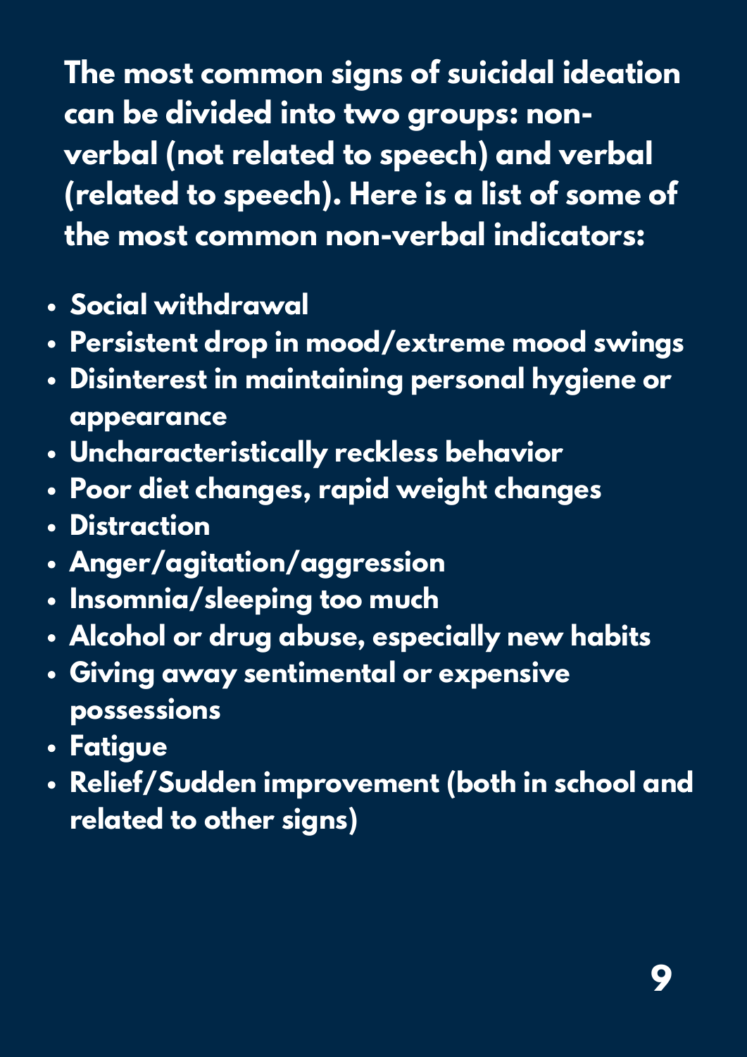**The most common signs of suicidal ideation can be divided into two groups: non-verbal (not related to speech) and verbal (related to speech). Here is a list of some of the most common non-verbal indicators:**

- **Social withdrawal**
- **Persistent drop in mood/extreme mood swings**
- **Disinterest in maintaining personal hygiene or appearance**
- **Uncharacteristically reckless behavior**
- **Poor diet changes, rapid weight changes**
- **Distraction**
- **Anger/agitation/aggression**
- **Insomnia/sleeping too much**
- **Alcohol or drug abuse, especially new habits**
- **Giving away sentimental or expensive possessions**
- **Fatigue**
- **Relief/Sudden improvement (both in school and related to other signs)**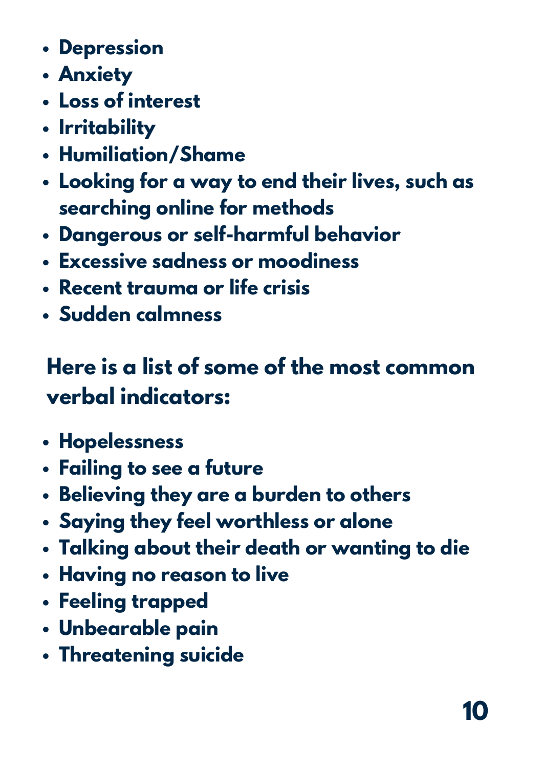- **Depression**
- **Anxiety**
- **Loss of interest**
- **Irritability**
- **Humiliation/Shame**
- **Looking for a way to end their lives, such as searching online for methods**
- **Dangerous or self-harmful behavior**
- **Excessive sadness or moodiness**
- **Recent trauma or life crisis**
- **Sudden calmness**

## Here is a list of some of the most common verbal indicators:

- **Hopelessness**
- **Failing to see a future**
- **Believing they are a burden to others**
- **Saying they feel worthless or alone**
- **Talking about their death or wanting to die**
- **Having no reason to live**
- **Feeling trapped**
- **Unbearable pain**
- **Threatening suicide**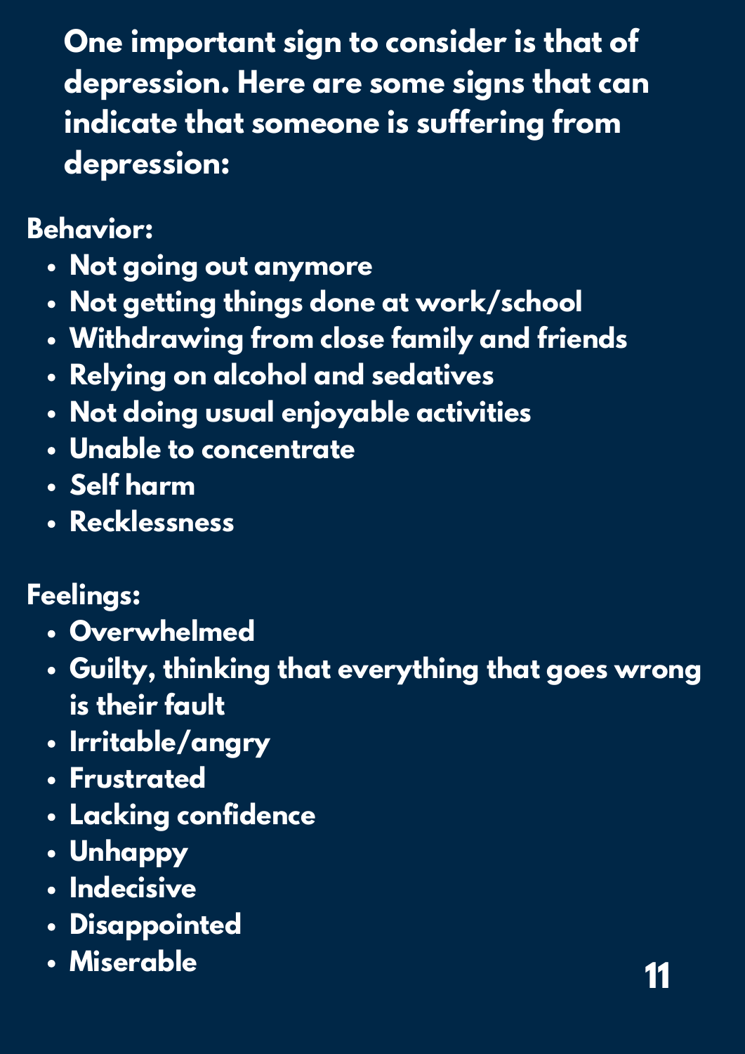**One important sign to consider is that of depression. Here are some signs that can indicate that someone is suffering from depression:**

**Behavior:**

- Not going out anymore
- Not getting things done at work/school
- Withdrawing from close family and friends
- Relying on alcohol and sedatives
- Not doing usual enjoyable activities
- Unable to concentrate
- Self harm
- Recklessness

**Feelings:**

- Overwhelmed
- Guilty, thinking that everything that goes wrong is their fault
- Irritable/angry
- Frustrated
- Lacking confidence
- Unhappy
- Indecisive
- Disappointed
- Miserable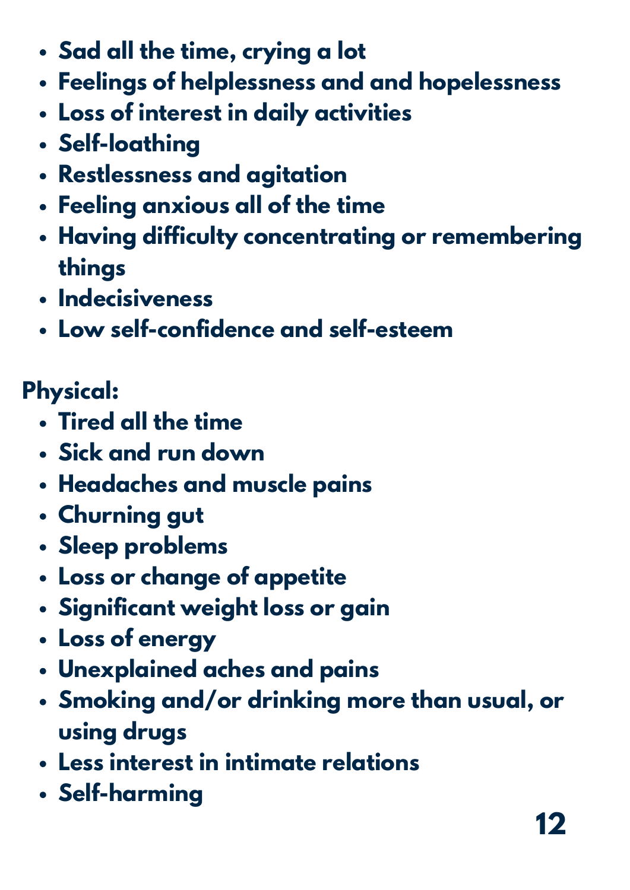- **Sad all the time, crying a lot**
- **Feelings of helplessness and and hopelessness**
- **Loss of interest in daily activities**
- **Self-loathing**
- **Restlessness and agitation**
- **Feeling anxious all of the time**
- **Having difficulty concentrating or remembering things**
- **Indecisiveness**
- **Low self-confidence and self-esteem**

**Physical:**

- **Tired all the time**
- **Sick and run down**
- **Headaches and muscle pains**
- **Churning gut**
- **Sleep problems**
- **Loss or change of appetite**
- **Significant weight loss or gain**
- **Loss of energy**
- **Unexplained aches and pains**
- **Smoking and/or drinking more than usual, or using drugs**
- **Less interest in intimate relations**
- **Self-harming**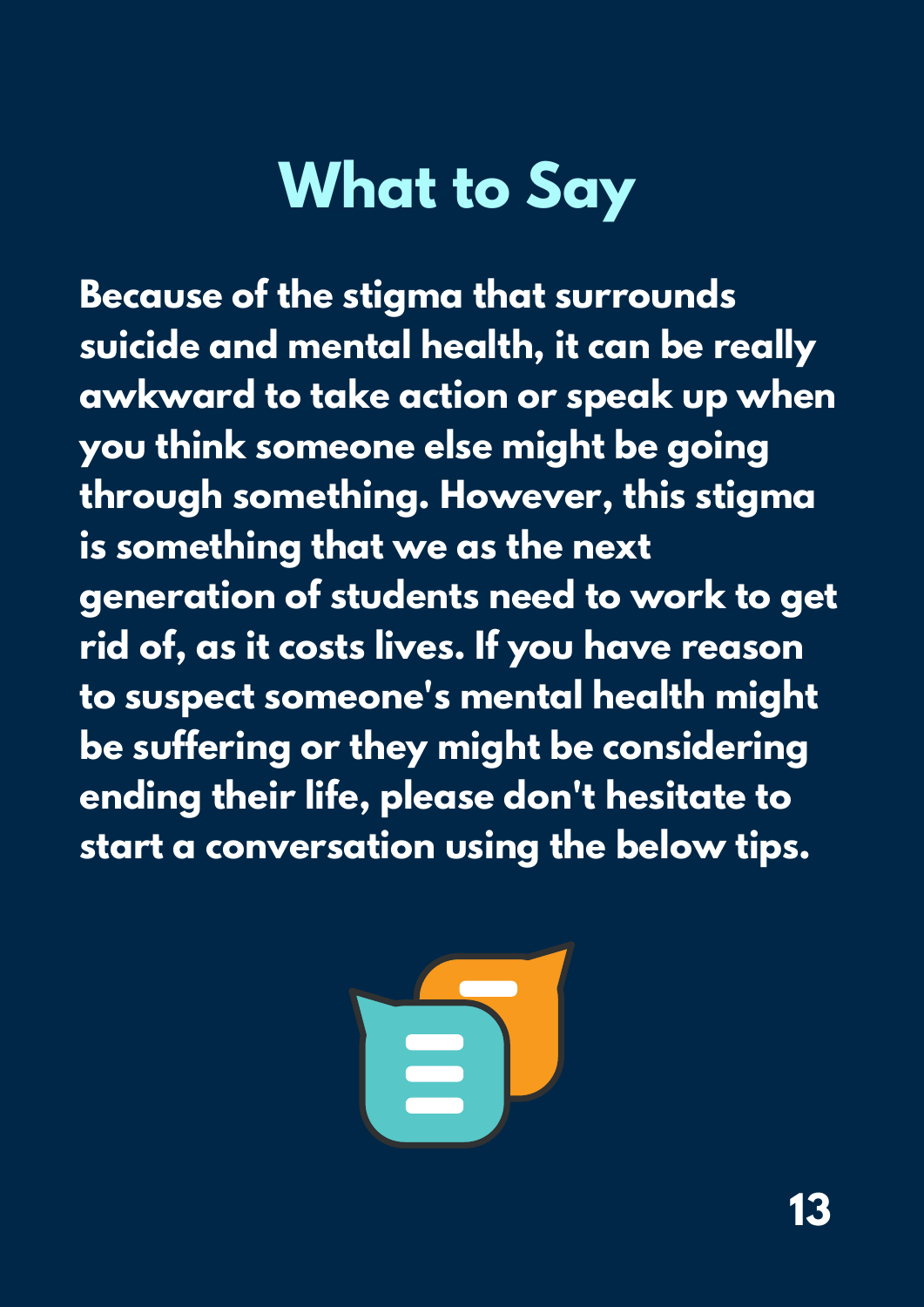# What to Say

**Because of the stigma that surrounds suicide and mental health, it can be really awkward to take action or speak up when you think someone else might be going through something. However, this stigma is something that we as the next generation of students need to work to get rid of, as it costs lives. If you have reason to suspect someone's mental health might be suffering or they might be considering ending their life, please don't hesitate to start a conversation using the below tips.**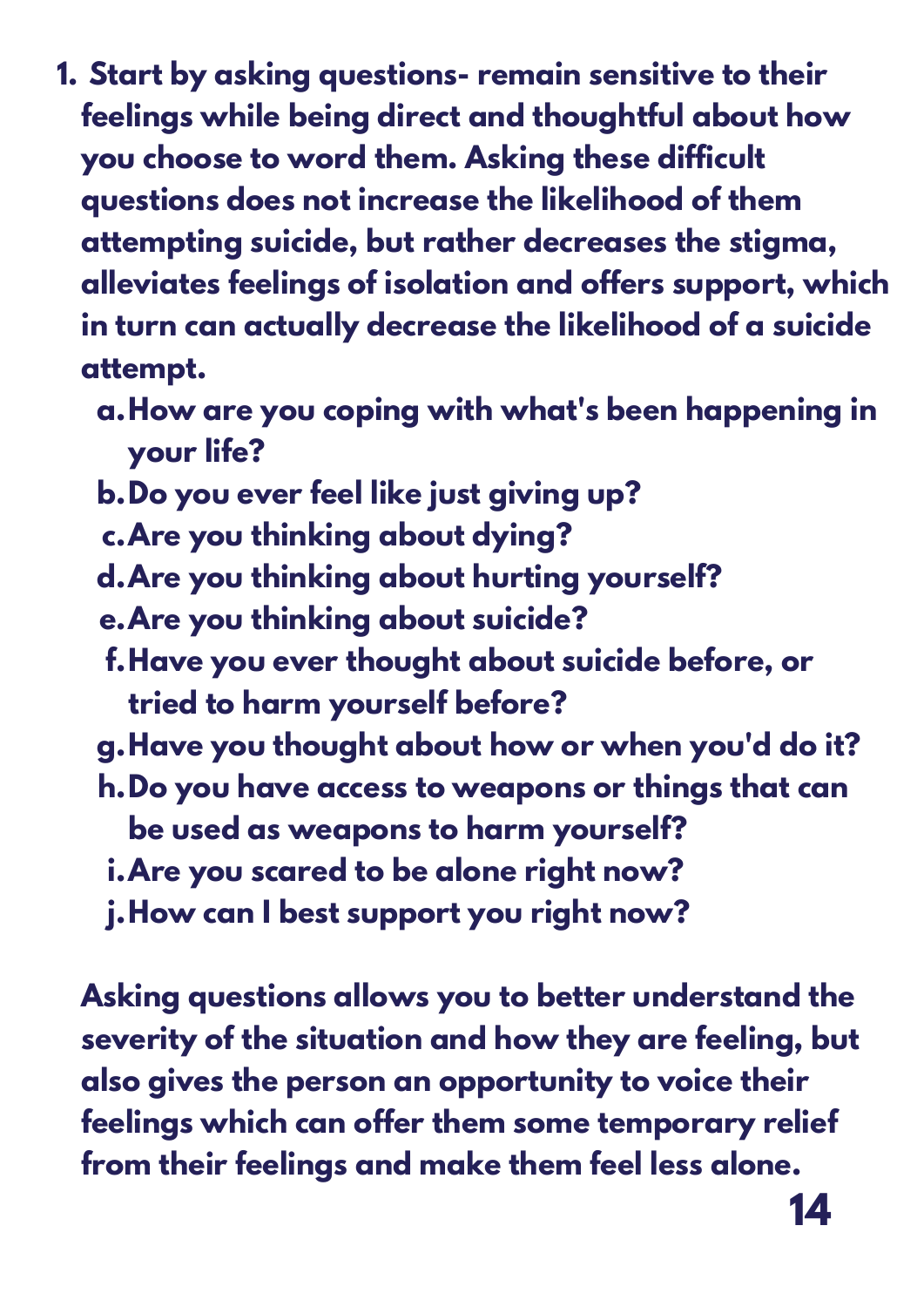1. **Start by asking questions- remain sensitive to their feelings while being direct and thoughtful about how you choose to word them. Asking these difficult questions does not increase the likelihood of them attempting suicide, but rather decreases the stigma, alleviates feelings of isolation and offers support, which in turn can actually decrease the likelihood of a suicide attempt.**
   a. **How are you coping with what's been happening in your life?**
   b. **Do you ever feel like just giving up?**
   c. **Are you thinking about dying?**
   d. **Are you thinking about hurting yourself?**
   e. **Are you thinking about suicide?**
   f. **Have you ever thought about suicide before, or tried to harm yourself before?**
   g. **Have you thought about how or when you'd do it?**
   h. **Do you have access to weapons or things that can be used as weapons to harm yourself?**
   i. **Are you scared to be alone right now?**
   j. **How can I best support you right now?**

   **Asking questions allows you to better understand the severity of the situation and how they are feeling, but also gives the person an opportunity to voice their feelings which can offer them some temporary relief from their feelings and make them feel less alone.**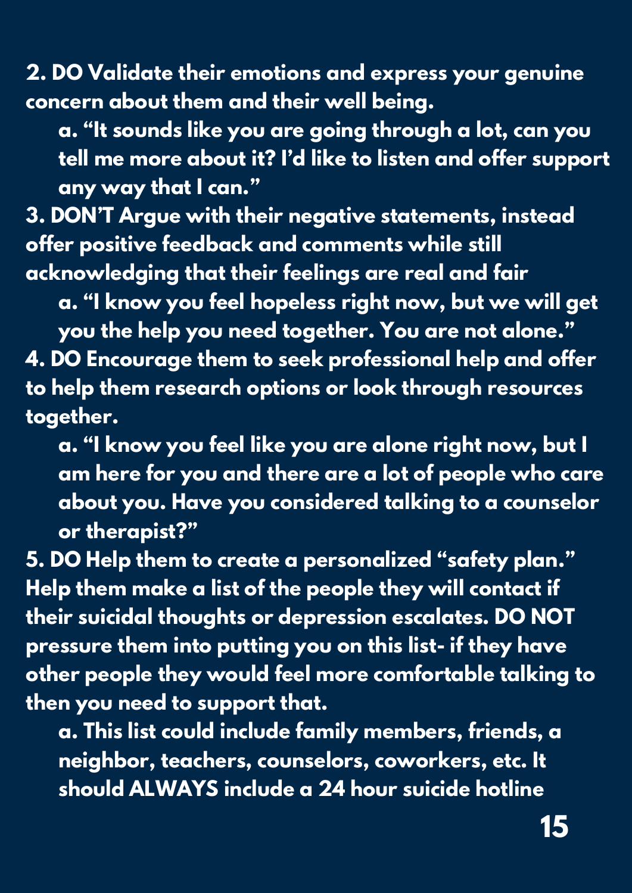**2. DO Validate their emotions and express your genuine concern about them and their well being.**

   **a. "It sounds like you are going through a lot, can you tell me more about it? I'd like to listen and offer support any way that I can."**

**3. DON'T Argue with their negative statements, instead offer positive feedback and comments while still acknowledging that their feelings are real and fair**

   **a. "I know you feel hopeless right now, but we will get you the help you need together. You are not alone."**

**4. DO Encourage them to seek professional help and offer to help them research options or look through resources together.**

   **a. "I know you feel like you are alone right now, but I am here for you and there are a lot of people who care about you. Have you considered talking to a counselor or therapist?"**

**5. DO Help them to create a personalized "safety plan." Help them make a list of the people they will contact if their suicidal thoughts or depression escalates. DO NOT pressure them into putting you on this list- if they have other people they would feel more comfortable talking to then you need to support that.**

   **a. This list could include family members, friends, a neighbor, teachers, counselors, coworkers, etc. It should ALWAYS include a 24 hour suicide hotline**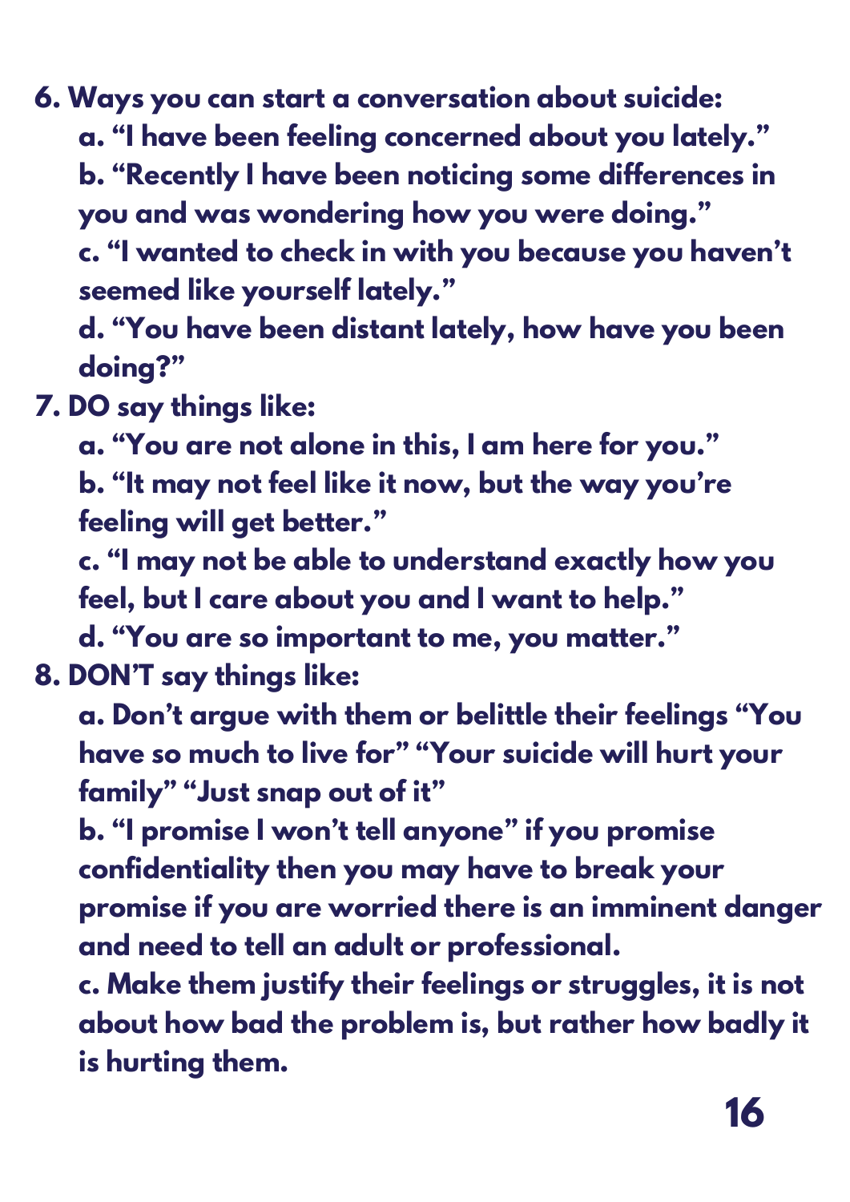6. **Ways you can start a conversation about suicide:**
    a. **"I have been feeling concerned about you lately."**
    b. **"Recently I have been noticing some differences in you and was wondering how you were doing."**
    c. **"I wanted to check in with you because you haven't seemed like yourself lately."**
    d. **"You have been distant lately, how have you been doing?"**
7. **DO say things like:**
    a. **"You are not alone in this, I am here for you."**
    b. **"It may not feel like it now, but the way you're feeling will get better."**
    c. **"I may not be able to understand exactly how you feel, but I care about you and I want to help."**
    d. **"You are so important to me, you matter."**
8. **DON'T say things like:**
    a. **Don't argue with them or belittle their feelings "You have so much to live for" "Your suicide will hurt your family" "Just snap out of it"**
    b. **"I promise I won't tell anyone" if you promise confidentiality then you may have to break your promise if you are worried there is an imminent danger and need to tell an adult or professional.**
    c. **Make them justify their feelings or struggles, it is not about how bad the problem is, but rather how badly it is hurting them.**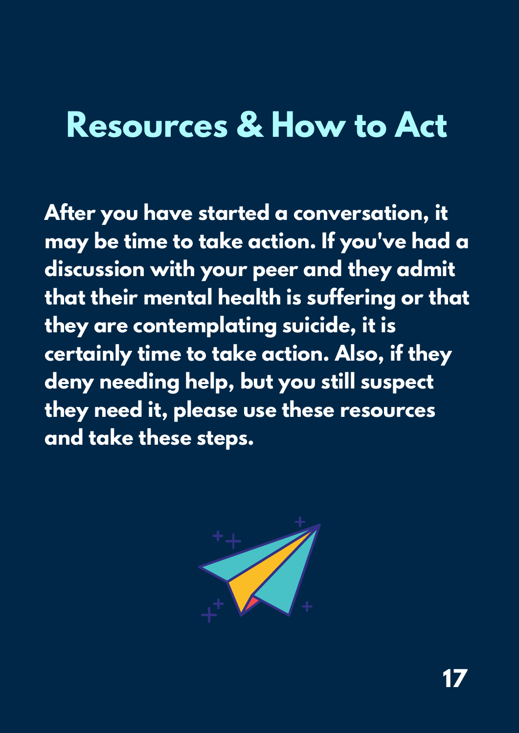# Resources & How to Act

**After you have started a conversation, it may be time to take action. If you've had a discussion with your peer and they admit that their mental health is suffering or that they are contemplating suicide, it is certainly time to take action. Also, if they deny needing help, but you still suspect they need it, please use these resources and take these steps.**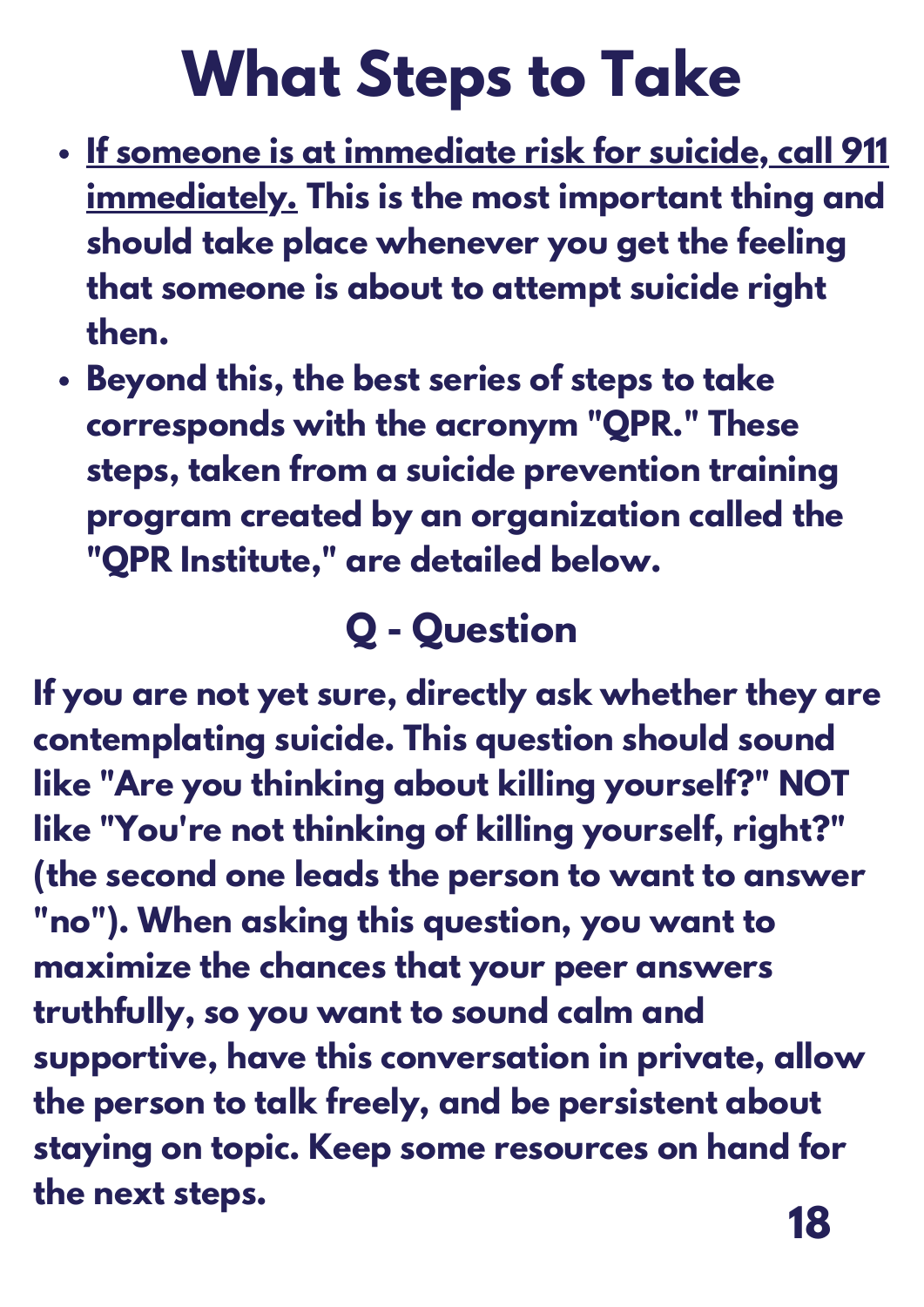# What Steps to Take

- <u>**If someone is at immediate risk for suicide, call 911 immediately.**</u> **This is the most important thing and should take place whenever you get the feeling that someone is about to attempt suicide right then.**
- **Beyond this, the best series of steps to take corresponds with the acronym "QPR." These steps, taken from a suicide prevention training program created by an organization called the "QPR Institute," are detailed below.**

## Q - Question

**If you are not yet sure, directly ask whether they are contemplating suicide. This question should sound like "Are you thinking about killing yourself?" NOT like "You're not thinking of killing yourself, right?" (the second one leads the person to want to answer "no"). When asking this question, you want to maximize the chances that your peer answers truthfully, so you want to sound calm and supportive, have this conversation in private, allow the person to talk freely, and be persistent about staying on topic. Keep some resources on hand for the next steps.**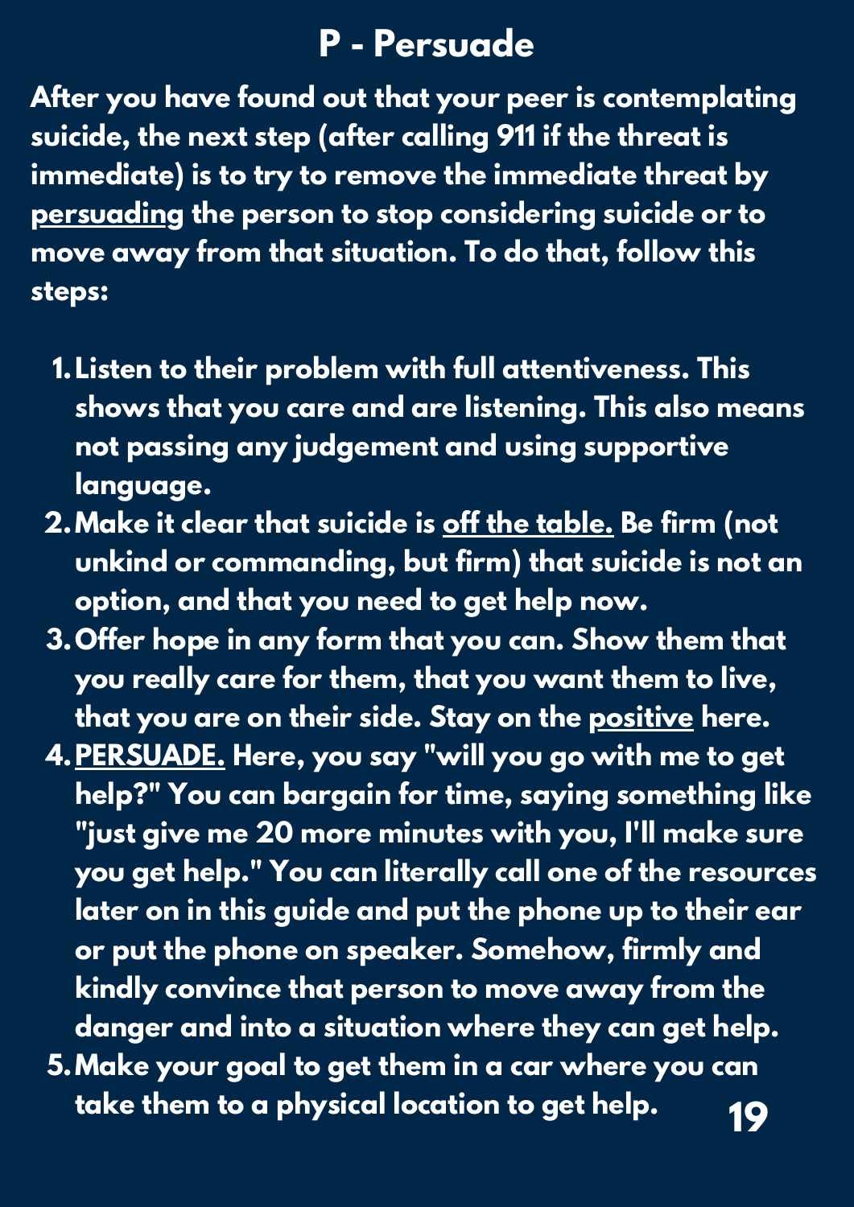# P - Persuade

**After you have found out that your peer is contemplating suicide, the next step (after calling 911 if the threat is immediate) is to try to remove the immediate threat by <u>persuading</u> the person to stop considering suicide or to move away from that situation. To do that, follow this steps:**

1. **Listen to their problem with full attentiveness. This shows that you care and are listening. This also means not passing any judgement and using supportive language.**
2. **Make it clear that suicide is <u>off the table.</u> Be firm (not unkind or commanding, but firm) that suicide is not an option, and that you need to get help now.**
3. **Offer hope in any form that you can. Show them that you really care for them, that you want them to live, that you are on their side. Stay on the <u>positive</u> here.**
4. **<u>PERSUADE.</u> Here, you say "will you go with me to get help?" You can bargain for time, saying something like "just give me 20 more minutes with you, I'll make sure you get help." You can literally call one of the resources later on in this guide and put the phone up to their ear or put the phone on speaker. Somehow, firmly and kindly convince that person to move away from the danger and into a situation where they can get help.**
5. **Make your goal to get them in a car where you can take them to a physical location to get help.**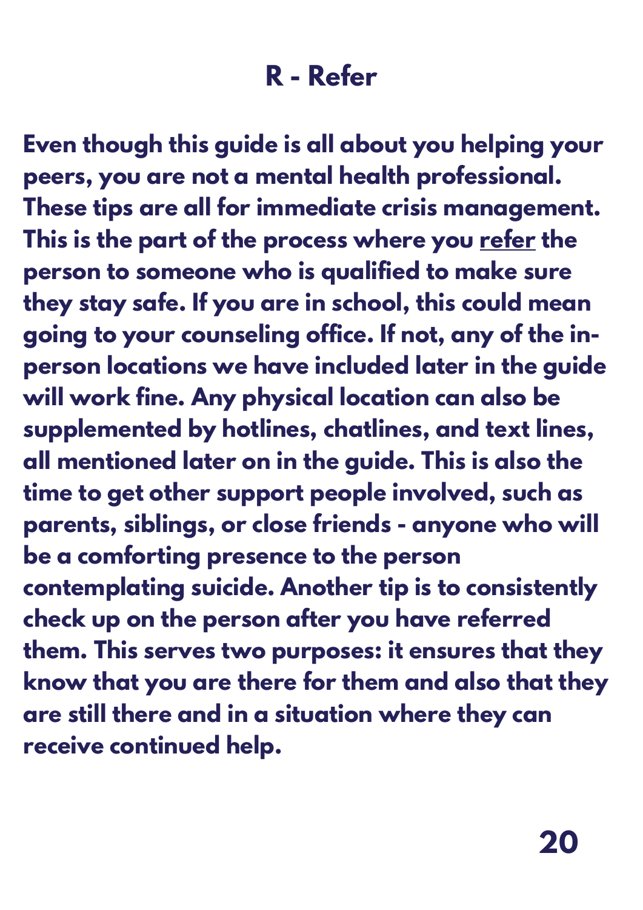# R - Refer

**Even though this guide is all about you helping your peers, you are not a mental health professional. These tips are all for immediate crisis management. This is the part of the process where you refer the person to someone who is qualified to make sure they stay safe. If you are in school, this could mean going to your counseling office. If not, any of the in-person locations we have included later in the guide will work fine. Any physical location can also be supplemented by hotlines, chatlines, and text lines, all mentioned later on in the guide. This is also the time to get other support people involved, such as parents, siblings, or close friends - anyone who will be a comforting presence to the person contemplating suicide. Another tip is to consistently check up on the person after you have referred them. This serves two purposes: it ensures that they know that you are there for them and also that they are still there and in a situation where they can receive continued help.**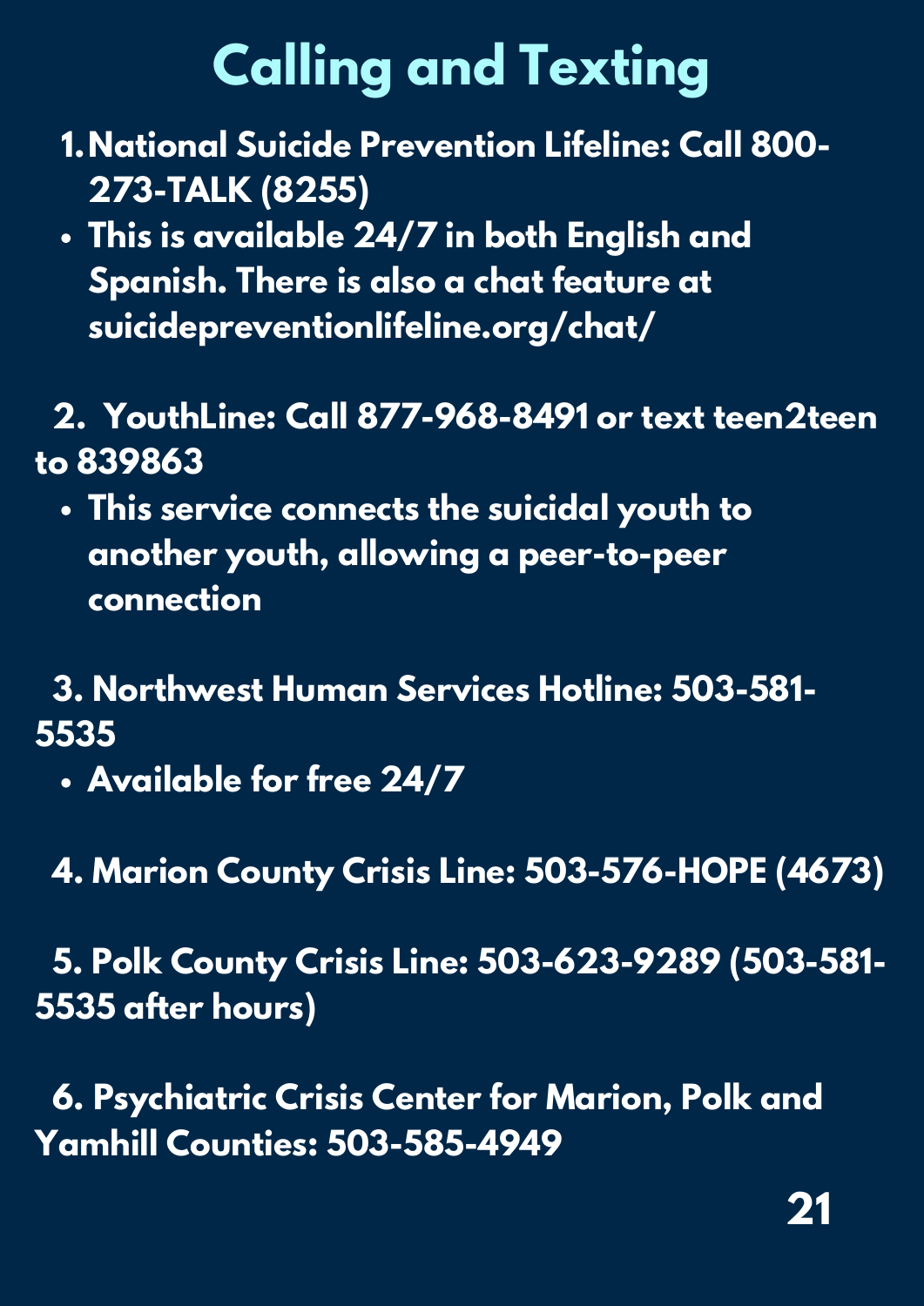# Calling and Texting

1. **National Suicide Prevention Lifeline: Call 800-273-TALK (8255)**
   - **This is available 24/7 in both English and Spanish. There is also a chat feature at suicidepreventionlifeline.org/chat/**

2. **YouthLine: Call 877-968-8491 or text teen2teen to 839863**
   - **This service connects the suicidal youth to another youth, allowing a peer-to-peer connection**

3. **Northwest Human Services Hotline: 503-581-5535**
   - **Available for free 24/7**

4. **Marion County Crisis Line: 503-576-HOPE (4673)**

5. **Polk County Crisis Line: 503-623-9289 (503-581-5535 after hours)**

6. **Psychiatric Crisis Center for Marion, Polk and Yamhill Counties: 503-585-4949**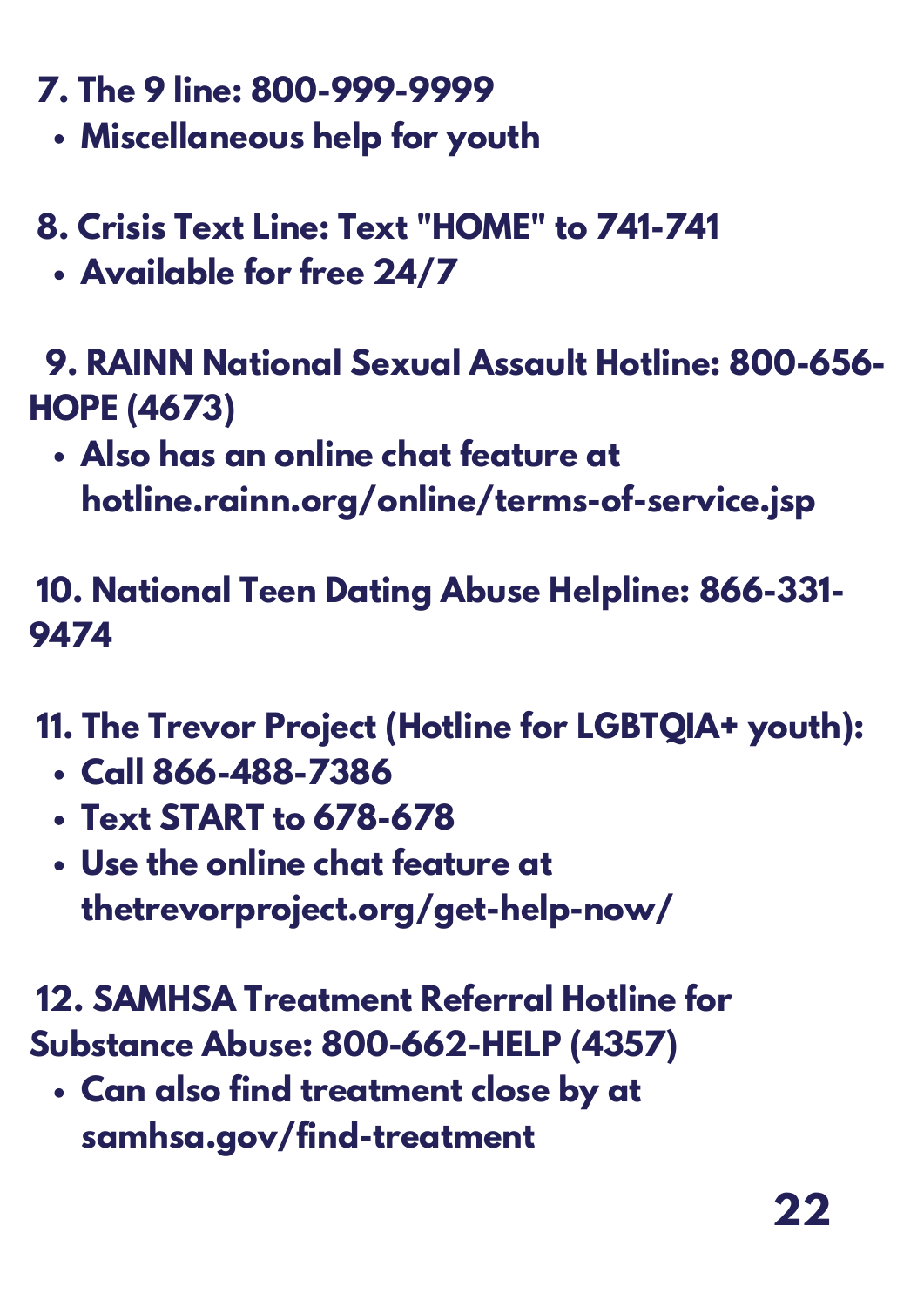7. The 9 line: 800-999-9999
   - Miscellaneous help for youth

8. Crisis Text Line: Text "HOME" to 741-741
   - Available for free 24/7

9. RAINN National Sexual Assault Hotline: 800-656-HOPE (4673)
   - Also has an online chat feature at hotline.rainn.org/online/terms-of-service.jsp

10. National Teen Dating Abuse Helpline: 866-331-9474

11. The Trevor Project (Hotline for LGBTQIA+ youth):
    - Call 866-488-7386
    - Text START to 678-678
    - Use the online chat feature at thetrevorproject.org/get-help-now/

12. SAMHSA Treatment Referral Hotline for Substance Abuse: 800-662-HELP (4357)
    - Can also find treatment close by at samhsa.gov/find-treatment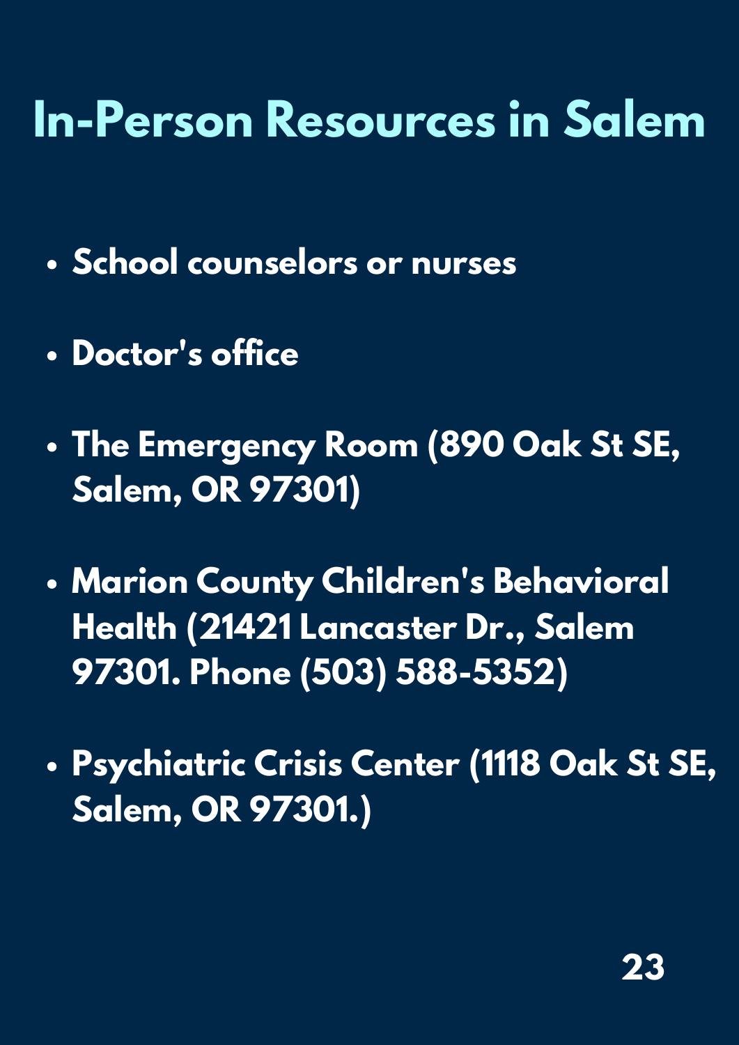# In-Person Resources in Salem

- **School counselors or nurses**
- **Doctor's office**
- **The Emergency Room (890 Oak St SE, Salem, OR 97301)**
- **Marion County Children's Behavioral Health (21421 Lancaster Dr., Salem 97301. Phone (503) 588-5352)**
- **Psychiatric Crisis Center (1118 Oak St SE, Salem, OR 97301.)**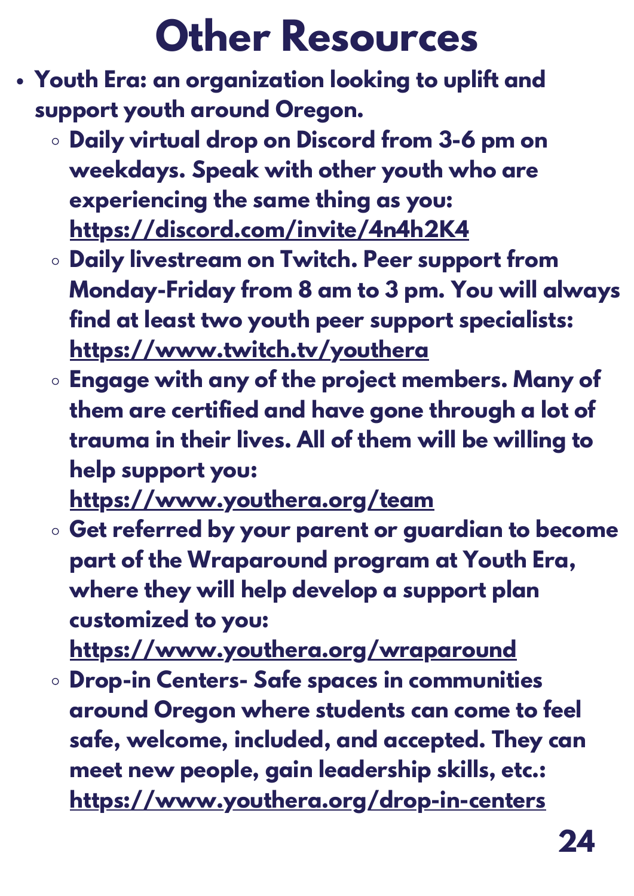# Other Resources

- **Youth Era: an organization looking to uplift and support youth around Oregon.**
  - **Daily virtual drop on Discord from 3-6 pm on weekdays. Speak with other youth who are experiencing the same thing as you: https://discord.com/invite/4n4h2K4**
  - **Daily livestream on Twitch. Peer support from Monday-Friday from 8 am to 3 pm. You will always find at least two youth peer support specialists: https://www.twitch.tv/youthera**
  - **Engage with any of the project members. Many of them are certified and have gone through a lot of trauma in their lives. All of them will be willing to help support you: https://www.youthera.org/team**
  - **Get referred by your parent or guardian to become part of the Wraparound program at Youth Era, where they will help develop a support plan customized to you: https://www.youthera.org/wraparound**
  - **Drop-in Centers- Safe spaces in communities around Oregon where students can come to feel safe, welcome, included, and accepted. They can meet new people, gain leadership skills, etc.: https://www.youthera.org/drop-in-centers**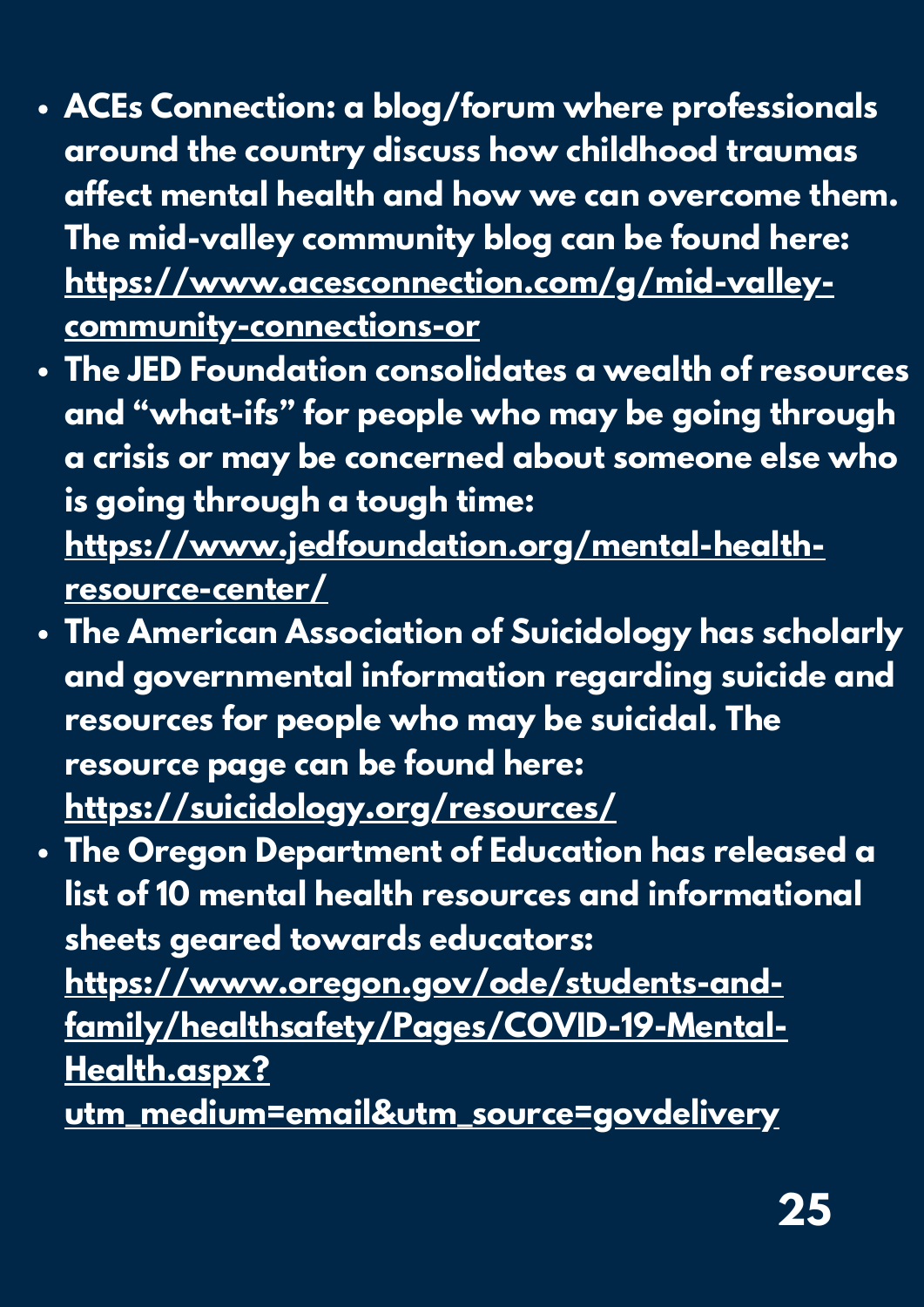- **ACEs Connection: a blog/forum where professionals around the country discuss how childhood traumas affect mental health and how we can overcome them. The mid-valley community blog can be found here: https://www.acesconnection.com/g/mid-valley-community-connections-or**
- **The JED Foundation consolidates a wealth of resources and "what-ifs" for people who may be going through a crisis or may be concerned about someone else who is going through a tough time: https://www.jedfoundation.org/mental-health-resource-center/**
- **The American Association of Suicidology has scholarly and governmental information regarding suicide and resources for people who may be suicidal. The resource page can be found here: https://suicidology.org/resources/**
- **The Oregon Department of Education has released a list of 10 mental health resources and informational sheets geared towards educators: https://www.oregon.gov/ode/students-and-family/healthsafety/Pages/COVID-19-Mental-Health.aspx?utm_medium=email&utm_source=govdelivery**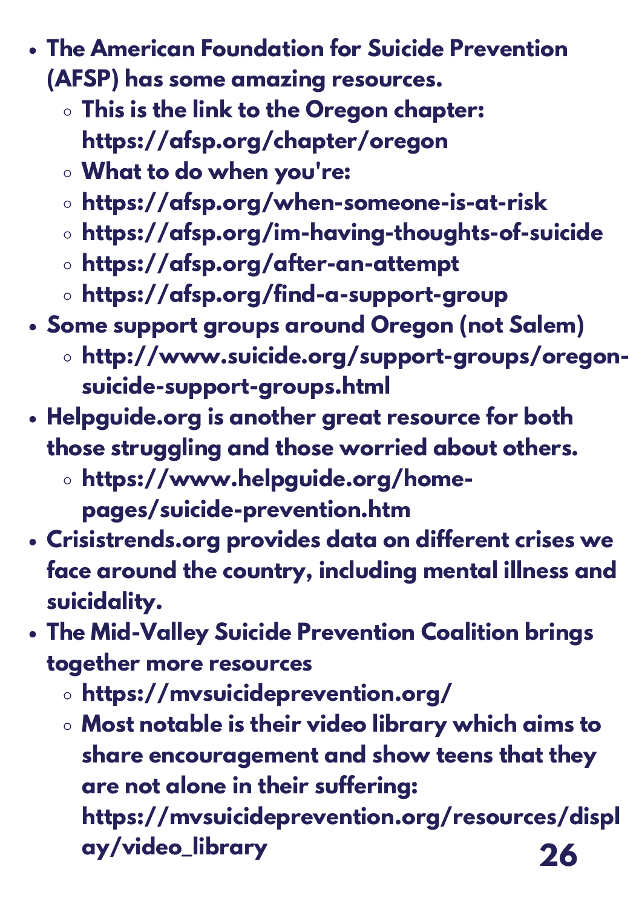- **The American Foundation for Suicide Prevention (AFSP) has some amazing resources.**
  - **This is the link to the Oregon chapter: https://afsp.org/chapter/oregon**
  - **What to do when you're:**
  - **https://afsp.org/when-someone-is-at-risk**
  - **https://afsp.org/im-having-thoughts-of-suicide**
  - **https://afsp.org/after-an-attempt**
  - **https://afsp.org/find-a-support-group**
- **Some support groups around Oregon (not Salem)**
  - **http://www.suicide.org/support-groups/oregon-suicide-support-groups.html**
- **Helpguide.org is another great resource for both those struggling and those worried about others.**
  - **https://www.helpguide.org/home-pages/suicide-prevention.htm**
- **Crisistrends.org provides data on different crises we face around the country, including mental illness and suicidality.**
- **The Mid-Valley Suicide Prevention Coalition brings together more resources**
  - **https://mvsuicideprevention.org/**
  - **Most notable is their video library which aims to share encouragement and show teens that they are not alone in their suffering: https://mvsuicideprevention.org/resources/display/video_library**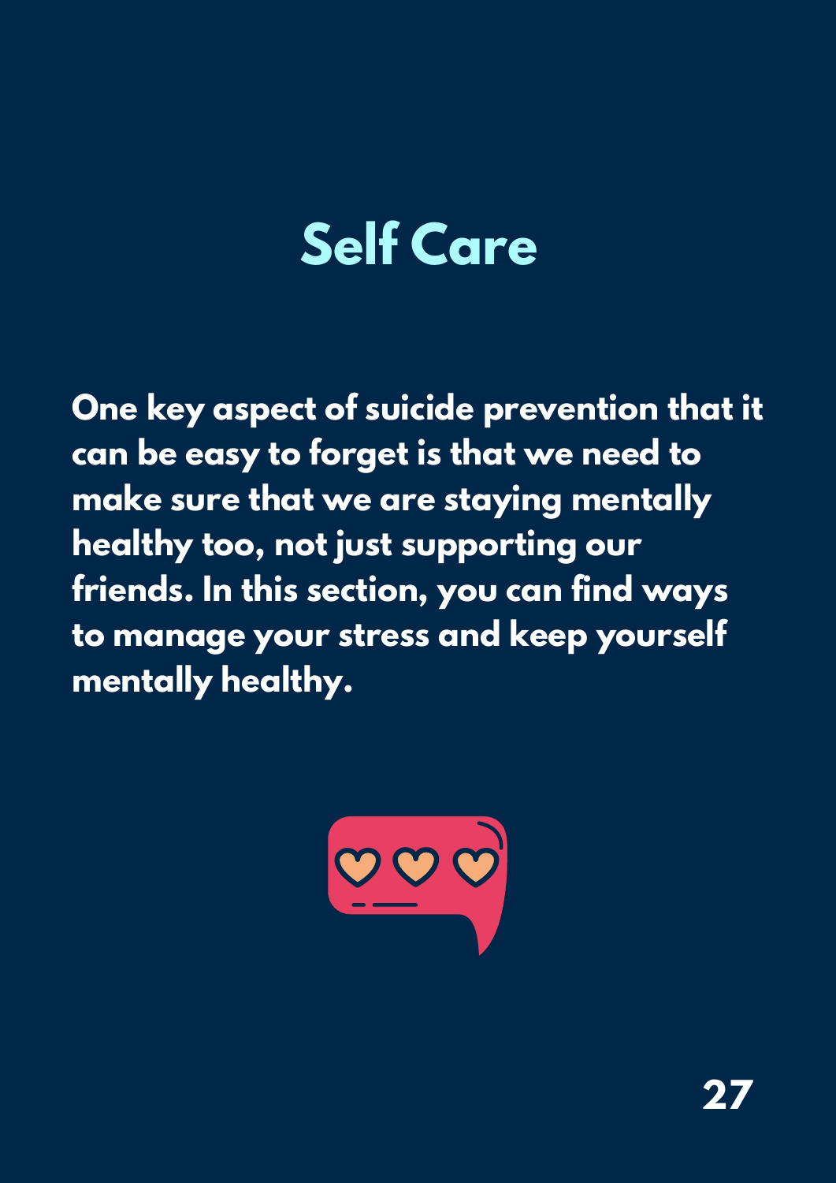# Self Care

**One key aspect of suicide prevention that it can be easy to forget is that we need to make sure that we are staying mentally healthy too, not just supporting our friends. In this section, you can find ways to manage your stress and keep yourself mentally healthy.**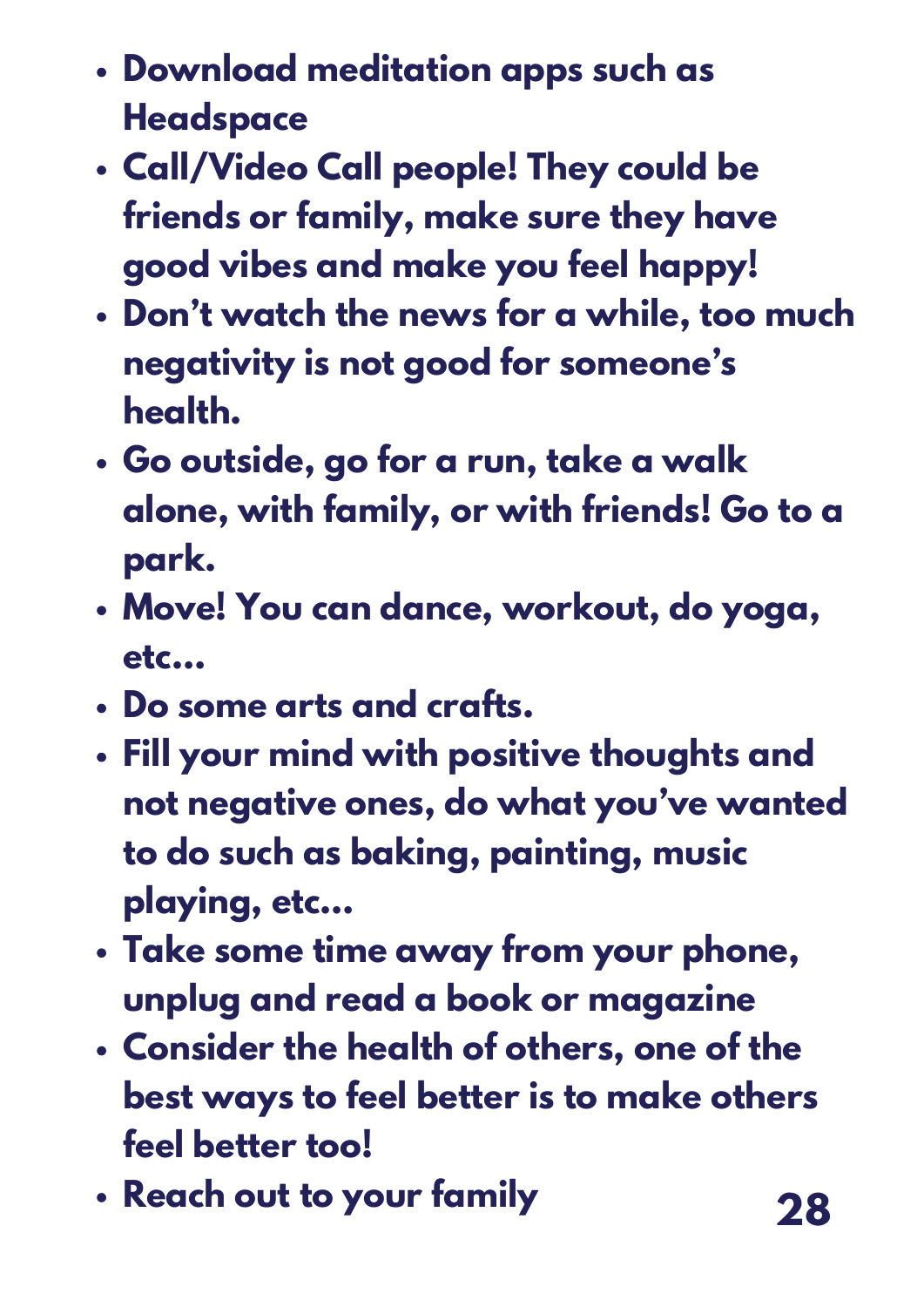- **Download meditation apps such as Headspace**
- **Call/Video Call people! They could be friends or family, make sure they have good vibes and make you feel happy!**
- **Don't watch the news for a while, too much negativity is not good for someone's health.**
- **Go outside, go for a run, take a walk alone, with family, or with friends! Go to a park.**
- **Move! You can dance, workout, do yoga, etc...**
- **Do some arts and crafts.**
- **Fill your mind with positive thoughts and not negative ones, do what you've wanted to do such as baking, painting, music playing, etc...**
- **Take some time away from your phone, unplug and read a book or magazine**
- **Consider the health of others, one of the best ways to feel better is to make others feel better too!**
- **Reach out to your family**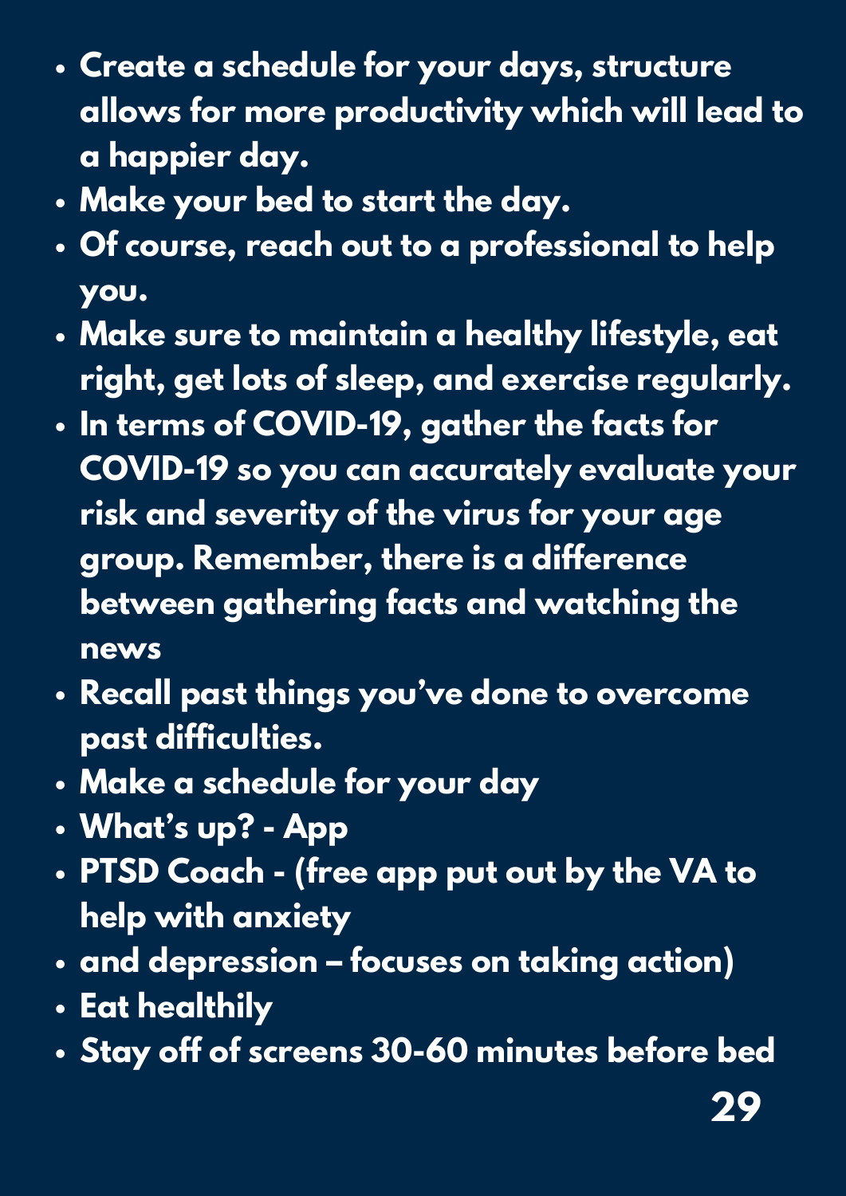- **Create a schedule for your days, structure allows for more productivity which will lead to a happier day.**
- **Make your bed to start the day.**
- **Of course, reach out to a professional to help you.**
- **Make sure to maintain a healthy lifestyle, eat right, get lots of sleep, and exercise regularly.**
- **In terms of COVID-19, gather the facts for COVID-19 so you can accurately evaluate your risk and severity of the virus for your age group. Remember, there is a difference between gathering facts and watching the news**
- **Recall past things you've done to overcome past difficulties.**
- **Make a schedule for your day**
- **What's up? - App**
- **PTSD Coach - (free app put out by the VA to help with anxiety**
- **and depression – focuses on taking action)**
- **Eat healthily**
- **Stay off of screens 30-60 minutes before bed**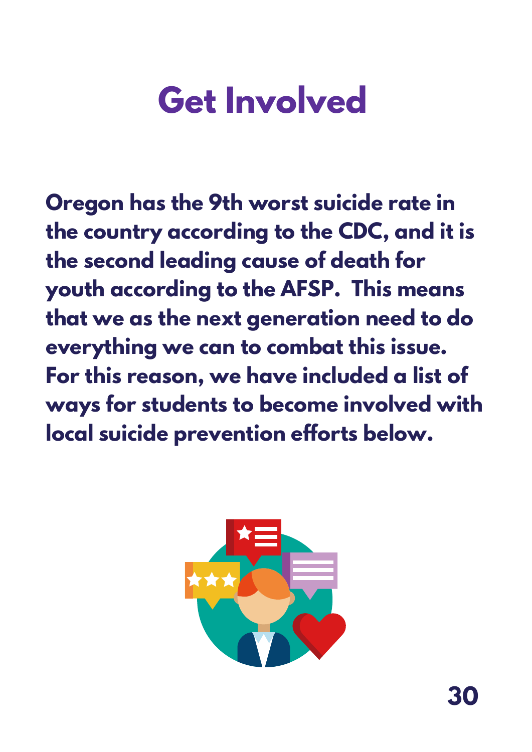# Get Involved

**Oregon has the 9th worst suicide rate in the country according to the CDC, and it is the second leading cause of death for youth according to the AFSP.  This means that we as the next generation need to do everything we can to combat this issue. For this reason, we have included a list of ways for students to become involved with local suicide prevention efforts below.**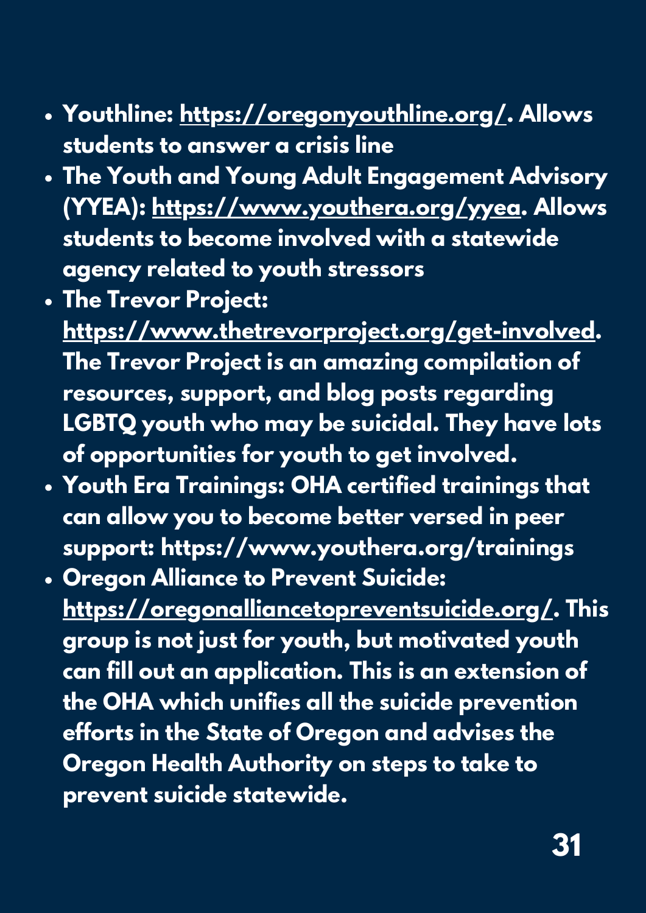- **Youthline: [https://oregonyouthline.org/](https://oregonyouthline.org/). Allows students to answer a crisis line**
- **The Youth and Young Adult Engagement Advisory (YYEA): [https://www.youthera.org/yyea](https://www.youthera.org/yyea). Allows students to become involved with a statewide agency related to youth stressors**
- **The Trevor Project: [https://www.thetrevorproject.org/get-involved](https://www.thetrevorproject.org/get-involved). The Trevor Project is an amazing compilation of resources, support, and blog posts regarding LGBTQ youth who may be suicidal. They have lots of opportunities for youth to get involved.**
- **Youth Era Trainings: OHA certified trainings that can allow you to become better versed in peer support: https://www.youthera.org/trainings**
- **Oregon Alliance to Prevent Suicide: [https://oregonalliancetopreventsuicide.org/](https://oregonalliancetopreventsuicide.org/). This group is not just for youth, but motivated youth can fill out an application. This is an extension of the OHA which unifies all the suicide prevention efforts in the State of Oregon and advises the Oregon Health Authority on steps to take to prevent suicide statewide.**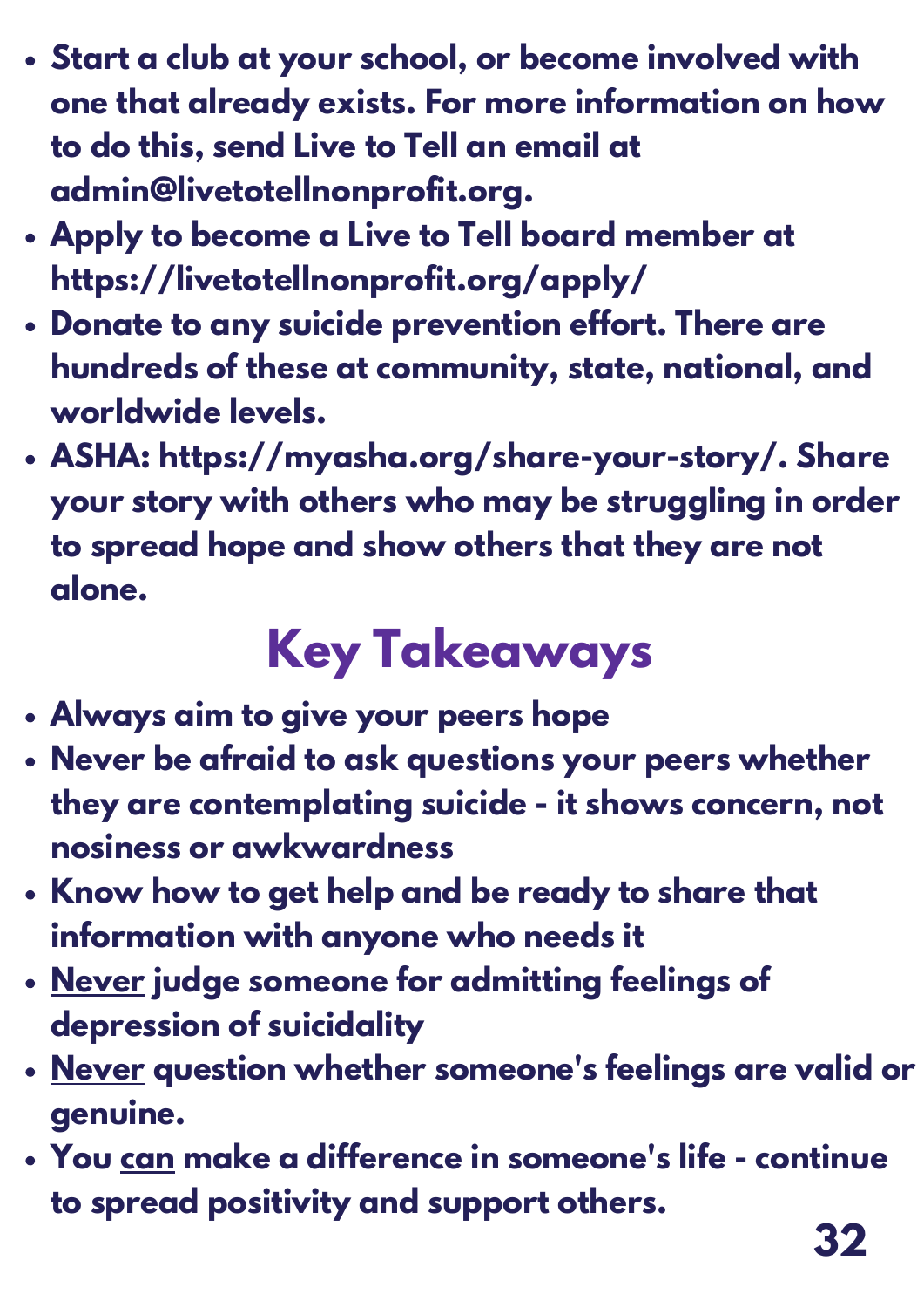- **Start a club at your school, or become involved with one that already exists. For more information on how to do this, send Live to Tell an email at admin@livetotellnonprofit.org.**
- **Apply to become a Live to Tell board member at https://livetotellnonprofit.org/apply/**
- **Donate to any suicide prevention effort. There are hundreds of these at community, state, national, and worldwide levels.**
- **ASHA: https://myasha.org/share-your-story/. Share your story with others who may be struggling in order to spread hope and show others that they are not alone.**

## Key Takeaways

- **Always aim to give your peers hope**
- **Never be afraid to ask questions your peers whether they are contemplating suicide - it shows concern, not nosiness or awkwardness**
- **Know how to get help and be ready to share that information with anyone who needs it**
- **<u>Never</u> judge someone for admitting feelings of depression of suicidality**
- **<u>Never</u> question whether someone's feelings are valid or genuine.**
- **You <u>can</u> make a difference in someone's life - continue to spread positivity and support others.**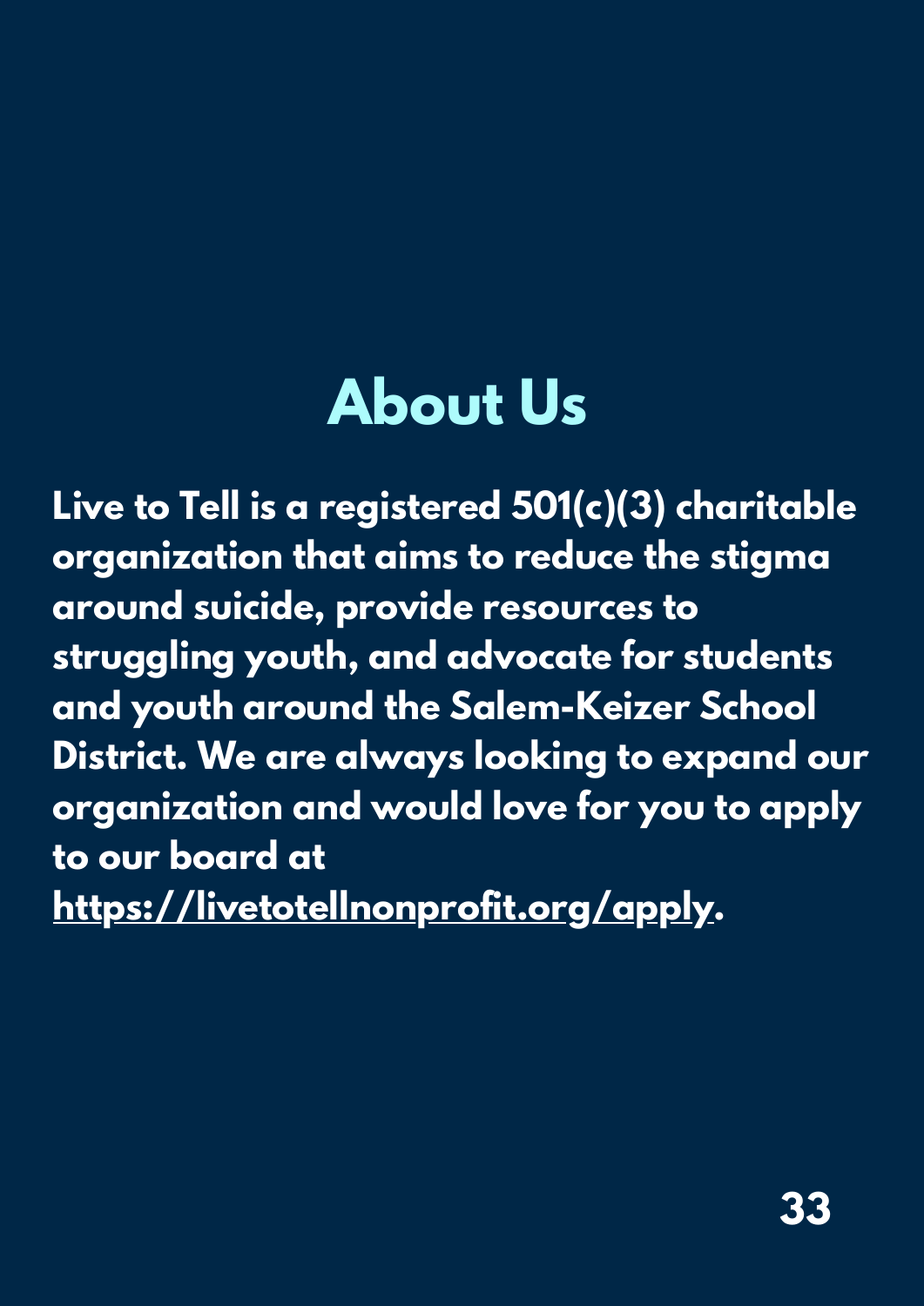# About Us

**Live to Tell is a registered 501(c)(3) charitable organization that aims to reduce the stigma around suicide, provide resources to struggling youth, and advocate for students and youth around the Salem-Keizer School District. We are always looking to expand our organization and would love for you to apply to our board at [https://livetotellnonprofit.org/apply](https://livetotellnonprofit.org/apply).**